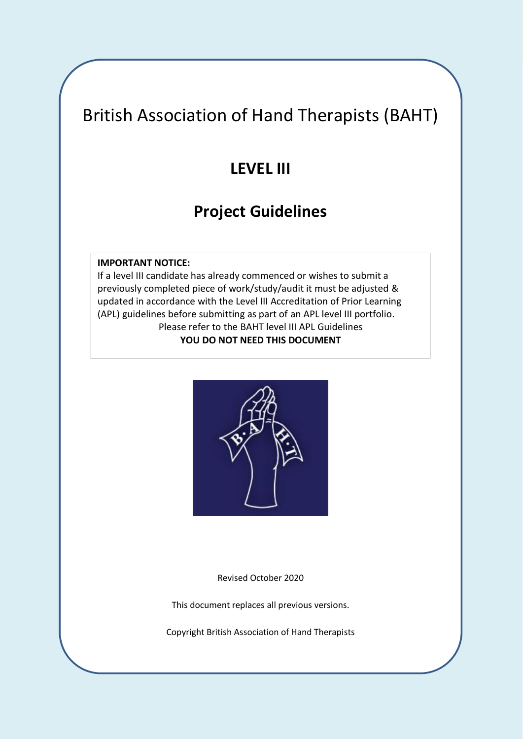# British Association of Hand Therapists (BAHT)

## LEVEL III

## Project Guidelines

**IMPORTANT NOTICE:**
If a level III candidate has already commenced or wishes to submit a previously completed piece of work/study/audit it must be adjusted & updated in accordance with the Level III Accreditation of Prior Learning (APL) guidelines before submitting as part of an APL level III portfolio.
Please refer to the BAHT level III APL Guidelines
**YOU DO NOT NEED THIS DOCUMENT**

Revised October 2020

This document replaces all previous versions.

Copyright British Association of Hand Therapists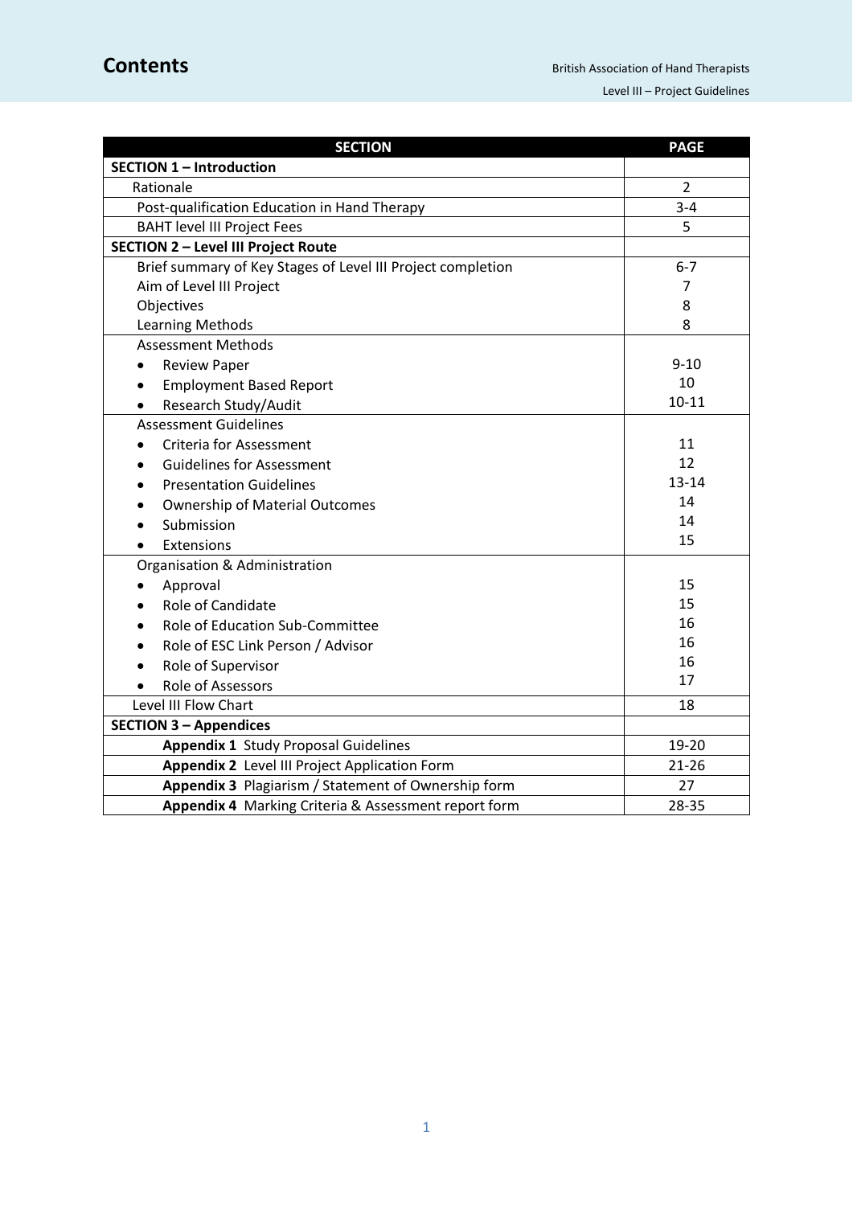# Contents

| SECTION | PAGE |
|---|---|
| **SECTION 1 – Introduction** | |
| Rationale | 2 |
| Post-qualification Education in Hand Therapy | 3-4 |
| BAHT level III Project Fees | 5 |
| **SECTION 2 – Level III Project Route** | |
| Brief summary of Key Stages of Level III Project completion | 6-7 |
| Aim of Level III Project | 7 |
| Objectives | 8 |
| Learning Methods | 8 |
| Assessment Methods | |
| • Review Paper | 9-10 |
| • Employment Based Report | 10 |
| • Research Study/Audit | 10-11 |
| Assessment Guidelines | |
| • Criteria for Assessment | 11 |
| • Guidelines for Assessment | 12 |
| • Presentation Guidelines | 13-14 |
| • Ownership of Material Outcomes | 14 |
| • Submission | 14 |
| • Extensions | 15 |
| Organisation & Administration | |
| • Approval | 15 |
| • Role of Candidate | 15 |
| • Role of Education Sub-Committee | 16 |
| • Role of ESC Link Person / Advisor | 16 |
| • Role of Supervisor | 16 |
| • Role of Assessors | 17 |
| Level III Flow Chart | 18 |
| **SECTION 3 – Appendices** | |
| **Appendix 1** Study Proposal Guidelines | 19-20 |
| **Appendix 2** Level III Project Application Form | 21-26 |
| **Appendix 3** Plagiarism / Statement of Ownership form | 27 |
| **Appendix 4** Marking Criteria & Assessment report form | 28-35 |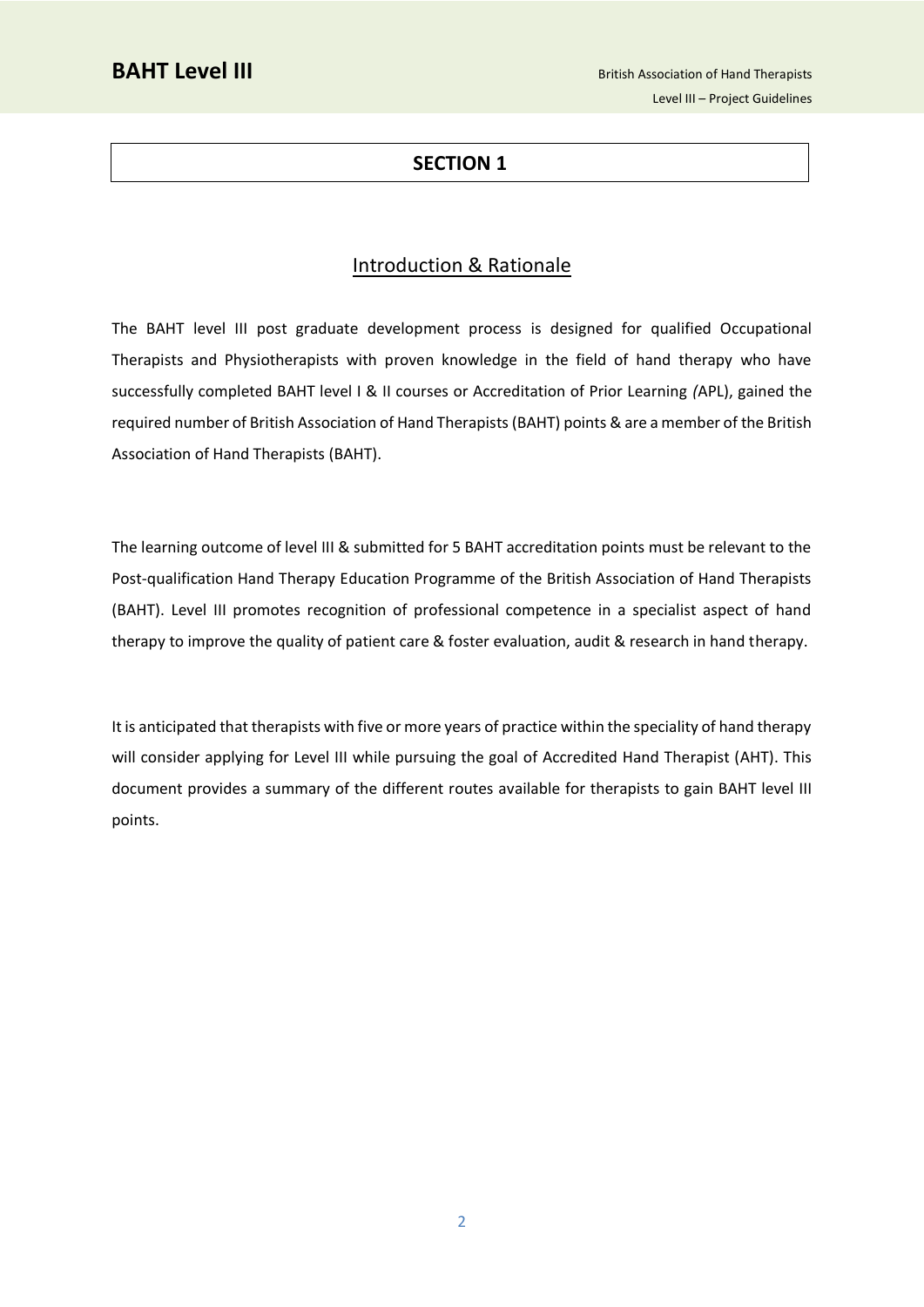## SECTION 1

### Introduction & Rationale

The BAHT level III post graduate development process is designed for qualified Occupational Therapists and Physiotherapists with proven knowledge in the field of hand therapy who have successfully completed BAHT level I & II courses or Accreditation of Prior Learning *(*APL), gained the required number of British Association of Hand Therapists (BAHT) points & are a member of the British Association of Hand Therapists (BAHT).

The learning outcome of level III & submitted for 5 BAHT accreditation points must be relevant to the Post-qualification Hand Therapy Education Programme of the British Association of Hand Therapists (BAHT). Level III promotes recognition of professional competence in a specialist aspect of hand therapy to improve the quality of patient care & foster evaluation, audit & research in hand therapy.

It is anticipated that therapists with five or more years of practice within the speciality of hand therapy will consider applying for Level III while pursuing the goal of Accredited Hand Therapist (AHT). This document provides a summary of the different routes available for therapists to gain BAHT level III points.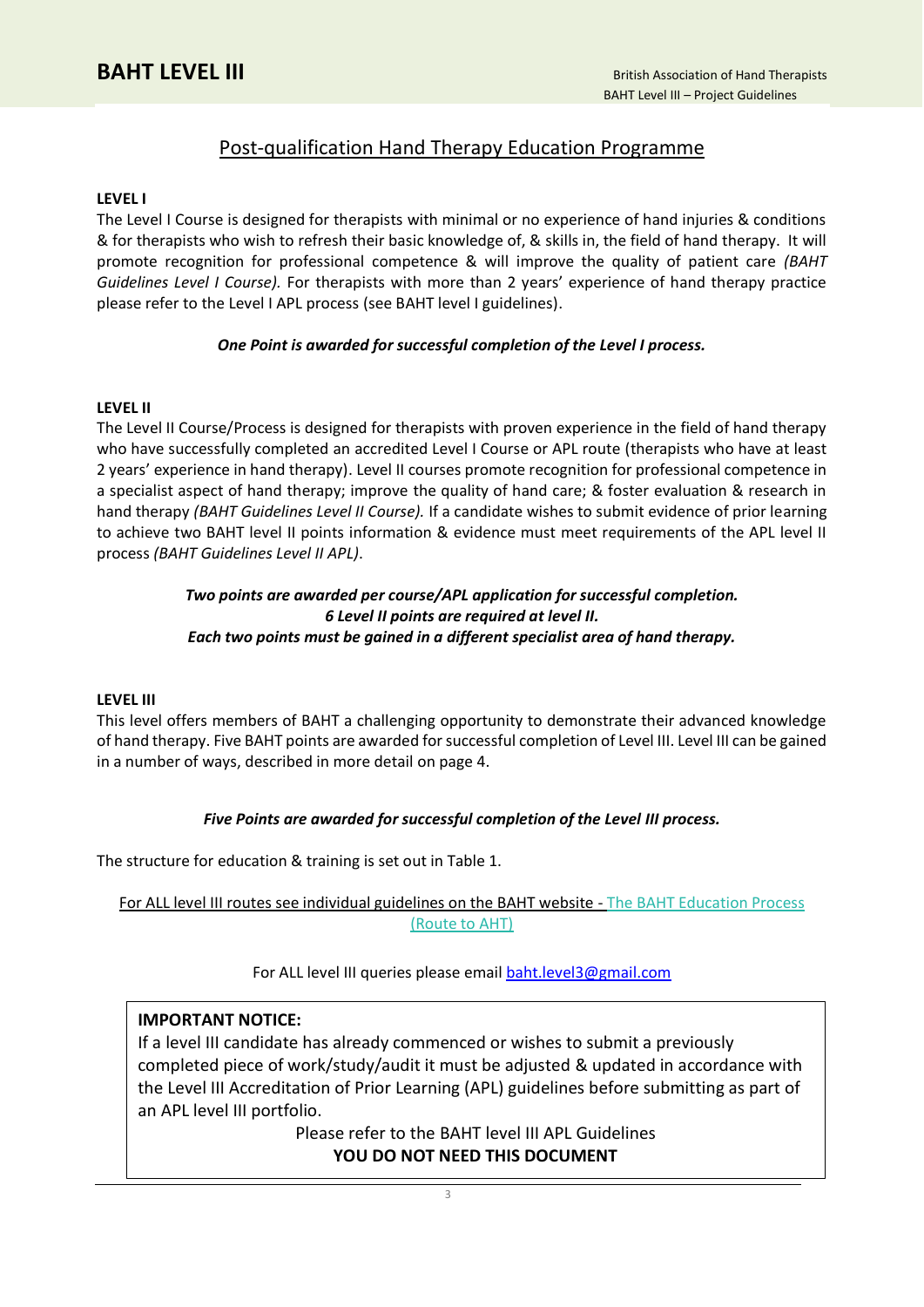## Post-qualification Hand Therapy Education Programme

**LEVEL I**

The Level I Course is designed for therapists with minimal or no experience of hand injuries & conditions & for therapists who wish to refresh their basic knowledge of, & skills in, the field of hand therapy. It will promote recognition for professional competence & will improve the quality of patient care *(BAHT Guidelines Level I Course).* For therapists with more than 2 years' experience of hand therapy practice please refer to the Level I APL process (see BAHT level I guidelines).

***One Point is awarded for successful completion of the Level I process.***

**LEVEL II**

The Level II Course/Process is designed for therapists with proven experience in the field of hand therapy who have successfully completed an accredited Level I Course or APL route (therapists who have at least 2 years' experience in hand therapy). Level II courses promote recognition for professional competence in a specialist aspect of hand therapy; improve the quality of hand care; & foster evaluation & research in hand therapy *(BAHT Guidelines Level II Course).* If a candidate wishes to submit evidence of prior learning to achieve two BAHT level II points information & evidence must meet requirements of the APL level II process *(BAHT Guidelines Level II APL)*.

***Two points are awarded per course/APL application for successful completion.***
***6 Level II points are required at level II.***
***Each two points must be gained in a different specialist area of hand therapy.***

**LEVEL III**

This level offers members of BAHT a challenging opportunity to demonstrate their advanced knowledge of hand therapy. Five BAHT points are awarded for successful completion of Level III. Level III can be gained in a number of ways, described in more detail on page 4.

***Five Points are awarded for successful completion of the Level III process.***

The structure for education & training is set out in Table 1.

For ALL level III routes see individual guidelines on the BAHT website - The BAHT Education Process (Route to AHT)

For ALL level III queries please email baht.level3@gmail.com

> **IMPORTANT NOTICE:**
> If a level III candidate has already commenced or wishes to submit a previously completed piece of work/study/audit it must be adjusted & updated in accordance with the Level III Accreditation of Prior Learning (APL) guidelines before submitting as part of an APL level III portfolio.
>
> Please refer to the BAHT level III APL Guidelines
> **YOU DO NOT NEED THIS DOCUMENT**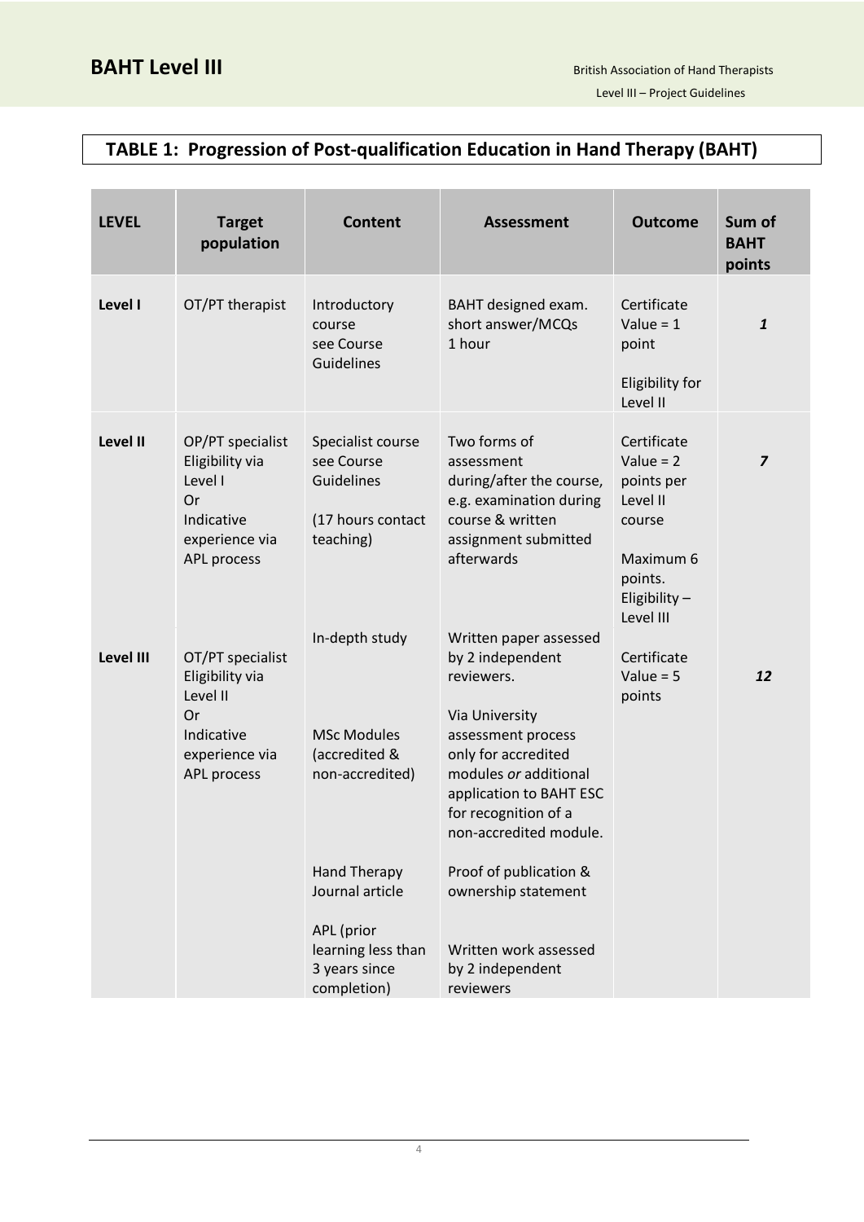## TABLE 1: Progression of Post-qualification Education in Hand Therapy (BAHT)

| LEVEL | Target population | Content | Assessment | Outcome | Sum of BAHT points |
|---|---|---|---|---|---|
| **Level I** | OT/PT therapist | Introductory course see Course Guidelines | BAHT designed exam. short answer/MCQs 1 hour | Certificate Value = 1 point<br><br>Eligibility for Level II | ***1*** |
| **Level II** | OP/PT specialist Eligibility via Level I Or Indicative experience via APL process | Specialist course see Course Guidelines<br><br>(17 hours contact teaching) | Two forms of assessment during/after the course, e.g. examination during course & written assignment submitted afterwards | Certificate Value = 2 points per Level II course<br><br>Maximum 6 points. Eligibility – Level III | ***7*** |
| **Level III** | OT/PT specialist Eligibility via Level II Or Indicative experience via APL process | In-depth study<br><br>MSc Modules (accredited & non-accredited)<br><br>Hand Therapy Journal article<br><br>APL (prior learning less than 3 years since completion) | Written paper assessed by 2 independent reviewers.<br><br>Via University assessment process only for accredited modules *or* additional application to BAHT ESC for recognition of a non-accredited module.<br><br>Proof of publication & ownership statement<br><br>Written work assessed by 2 independent reviewers | Certificate Value = 5 points | ***12*** |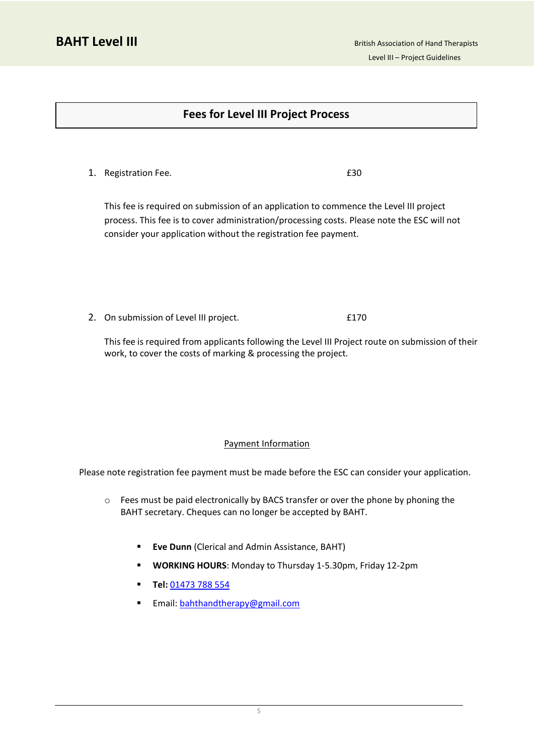## Fees for Level III Project Process

1. Registration Fee. £30

   This fee is required on submission of an application to commence the Level III project process. This fee is to cover administration/processing costs. Please note the ESC will not consider your application without the registration fee payment.

2. On submission of Level III project. £170

   This fee is required from applicants following the Level III Project route on submission of their work, to cover the costs of marking & processing the project.

<u>Payment Information</u>

Please note registration fee payment must be made before the ESC can consider your application.

- Fees must be paid electronically by BACS transfer or over the phone by phoning the BAHT secretary. Cheques can no longer be accepted by BAHT.

  - **Eve Dunn** (Clerical and Admin Assistance, BAHT)
  - **WORKING HOURS**: Monday to Thursday 1-5.30pm, Friday 12-2pm
  - **Tel:** 01473 788 554
  - Email: bahthandtherapy@gmail.com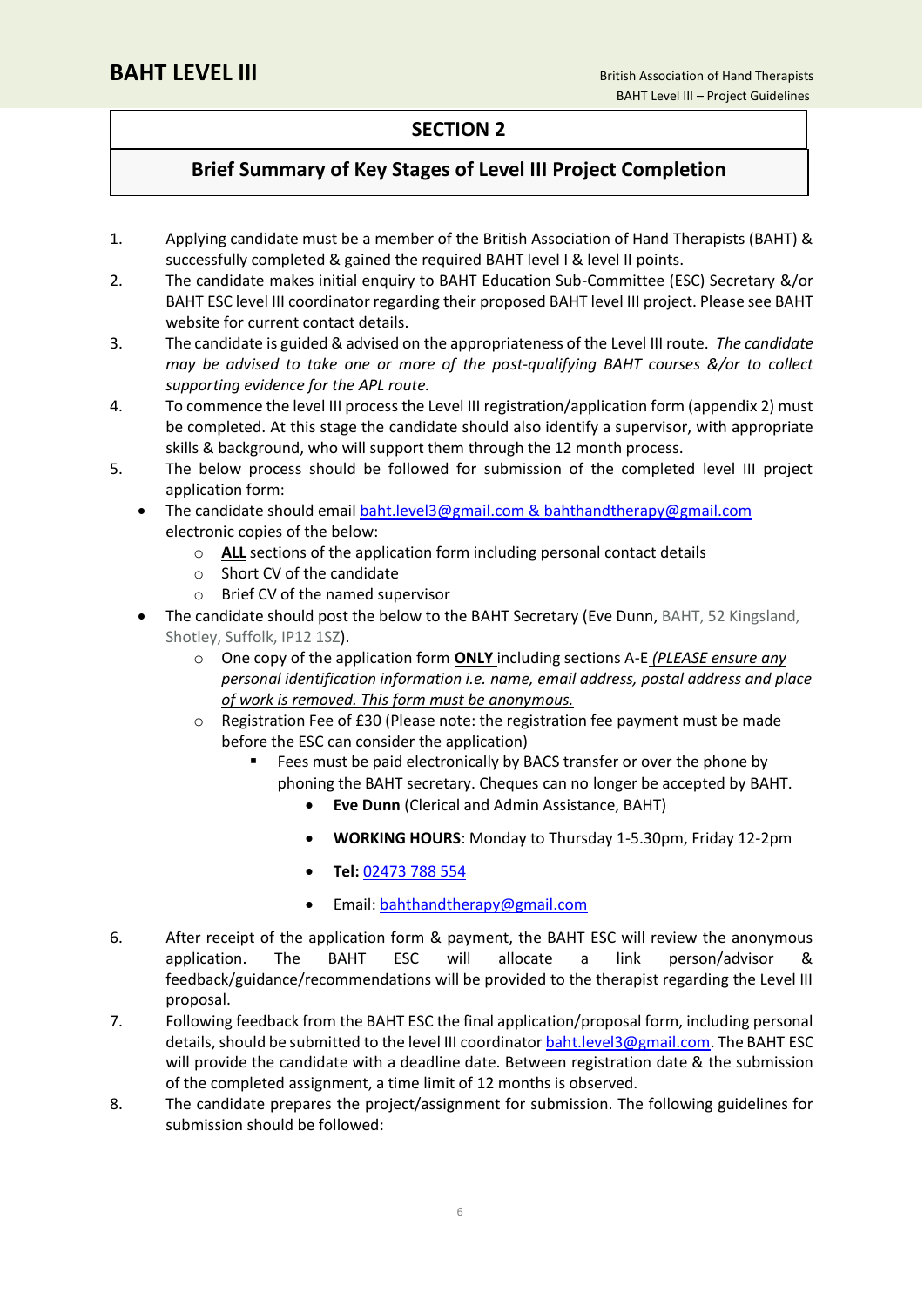## SECTION 2

## Brief Summary of Key Stages of Level III Project Completion

1. Applying candidate must be a member of the British Association of Hand Therapists (BAHT) & successfully completed & gained the required BAHT level I & level II points.
2. The candidate makes initial enquiry to BAHT Education Sub-Committee (ESC) Secretary &/or BAHT ESC level III coordinator regarding their proposed BAHT level III project. Please see BAHT website for current contact details.
3. The candidate is guided & advised on the appropriateness of the Level III route. *The candidate may be advised to take one or more of the post-qualifying BAHT courses &/or to collect supporting evidence for the APL route.*
4. To commence the level III process the Level III registration/application form (appendix 2) must be completed. At this stage the candidate should also identify a supervisor, with appropriate skills & background, who will support them through the 12 month process.
5. The below process should be followed for submission of the completed level III project application form:
   - The candidate should email baht.level3@gmail.com & bahthandtherapy@gmail.com electronic copies of the below:
     - **ALL** sections of the application form including personal contact details
     - Short CV of the candidate
     - Brief CV of the named supervisor
   - The candidate should post the below to the BAHT Secretary (Eve Dunn, BAHT, 52 Kingsland, Shotley, Suffolk, IP12 1SZ).
     - One copy of the application form **ONLY** including sections A-E *(PLEASE ensure any personal identification information i.e. name, email address, postal address and place of work is removed. This form must be anonymous.*
     - Registration Fee of £30 (Please note: the registration fee payment must be made before the ESC can consider the application)
       - Fees must be paid electronically by BACS transfer or over the phone by phoning the BAHT secretary. Cheques can no longer be accepted by BAHT.
         - **Eve Dunn** (Clerical and Admin Assistance, BAHT)
         - **WORKING HOURS**: Monday to Thursday 1-5.30pm, Friday 12-2pm
         - **Tel:** 02473 788 554
         - Email: bahthandtherapy@gmail.com
6. After receipt of the application form & payment, the BAHT ESC will review the anonymous application. The BAHT ESC will allocate a link person/advisor & feedback/guidance/recommendations will be provided to the therapist regarding the Level III proposal.
7. Following feedback from the BAHT ESC the final application/proposal form, including personal details, should be submitted to the level III coordinator baht.level3@gmail.com. The BAHT ESC will provide the candidate with a deadline date. Between registration date & the submission of the completed assignment, a time limit of 12 months is observed.
8. The candidate prepares the project/assignment for submission. The following guidelines for submission should be followed: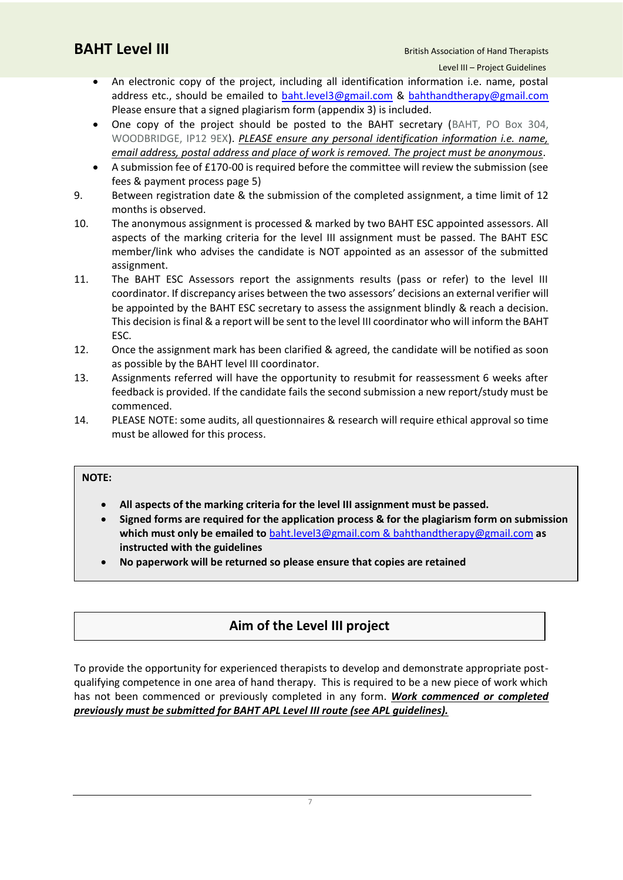- An electronic copy of the project, including all identification information i.e. name, postal address etc., should be emailed to baht.level3@gmail.com & bahthandtherapy@gmail.com Please ensure that a signed plagiarism form (appendix 3) is included.
- One copy of the project should be posted to the BAHT secretary (BAHT, PO Box 304, WOODBRIDGE, IP12 9EX). ***PLEASE ensure any personal identification information i.e. name, email address, postal address and place of work is removed. The project must be anonymous***.
- A submission fee of £170-00 is required before the committee will review the submission (see fees & payment process page 5)

9. Between registration date & the submission of the completed assignment, a time limit of 12 months is observed.
10. The anonymous assignment is processed & marked by two BAHT ESC appointed assessors. All aspects of the marking criteria for the level III assignment must be passed. The BAHT ESC member/link who advises the candidate is NOT appointed as an assessor of the submitted assignment.
11. The BAHT ESC Assessors report the assignments results (pass or refer) to the level III coordinator. If discrepancy arises between the two assessors' decisions an external verifier will be appointed by the BAHT ESC secretary to assess the assignment blindly & reach a decision. This decision is final & a report will be sent to the level III coordinator who will inform the BAHT ESC.
12. Once the assignment mark has been clarified & agreed, the candidate will be notified as soon as possible by the BAHT level III coordinator.
13. Assignments referred will have the opportunity to resubmit for reassessment 6 weeks after feedback is provided. If the candidate fails the second submission a new report/study must be commenced.
14. PLEASE NOTE: some audits, all questionnaires & research will require ethical approval so time must be allowed for this process.

**NOTE:**

- **All aspects of the marking criteria for the level III assignment must be passed.**
- **Signed forms are required for the application process & for the plagiarism form on submission which must only be emailed to baht.level3@gmail.com & bahthandtherapy@gmail.com as instructed with the guidelines**
- **No paperwork will be returned so please ensure that copies are retained**

## Aim of the Level III project

To provide the opportunity for experienced therapists to develop and demonstrate appropriate post-qualifying competence in one area of hand therapy. This is required to be a new piece of work which has not been commenced or previously completed in any form. ***Work commenced or completed previously must be submitted for BAHT APL Level III route (see APL guidelines).***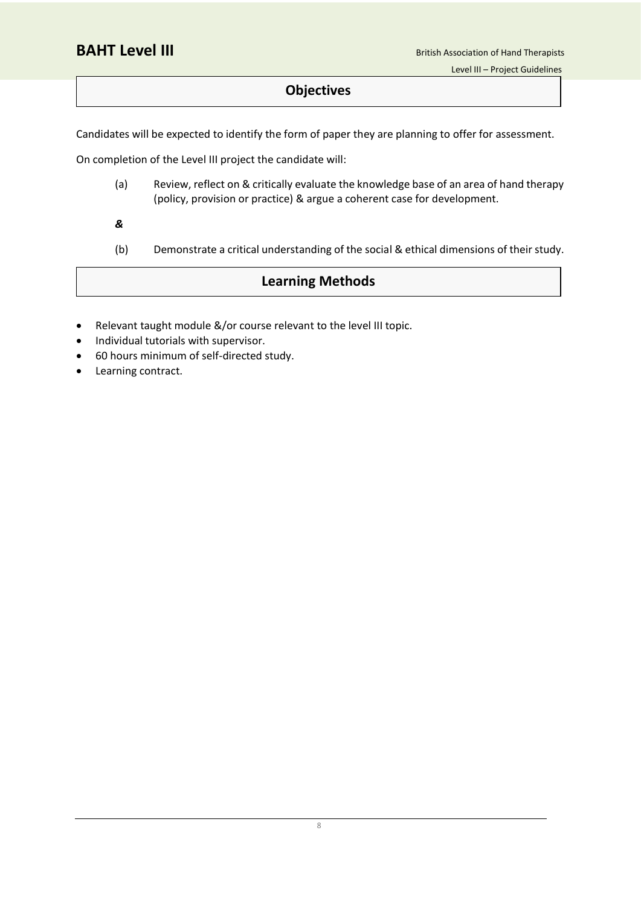## Objectives

Candidates will be expected to identify the form of paper they are planning to offer for assessment.

On completion of the Level III project the candidate will:

(a) Review, reflect on & critically evaluate the knowledge base of an area of hand therapy (policy, provision or practice) & argue a coherent case for development.

***&***

(b) Demonstrate a critical understanding of the social & ethical dimensions of their study.

## Learning Methods

- Relevant taught module &/or course relevant to the level III topic.
- Individual tutorials with supervisor.
- 60 hours minimum of self-directed study.
- Learning contract.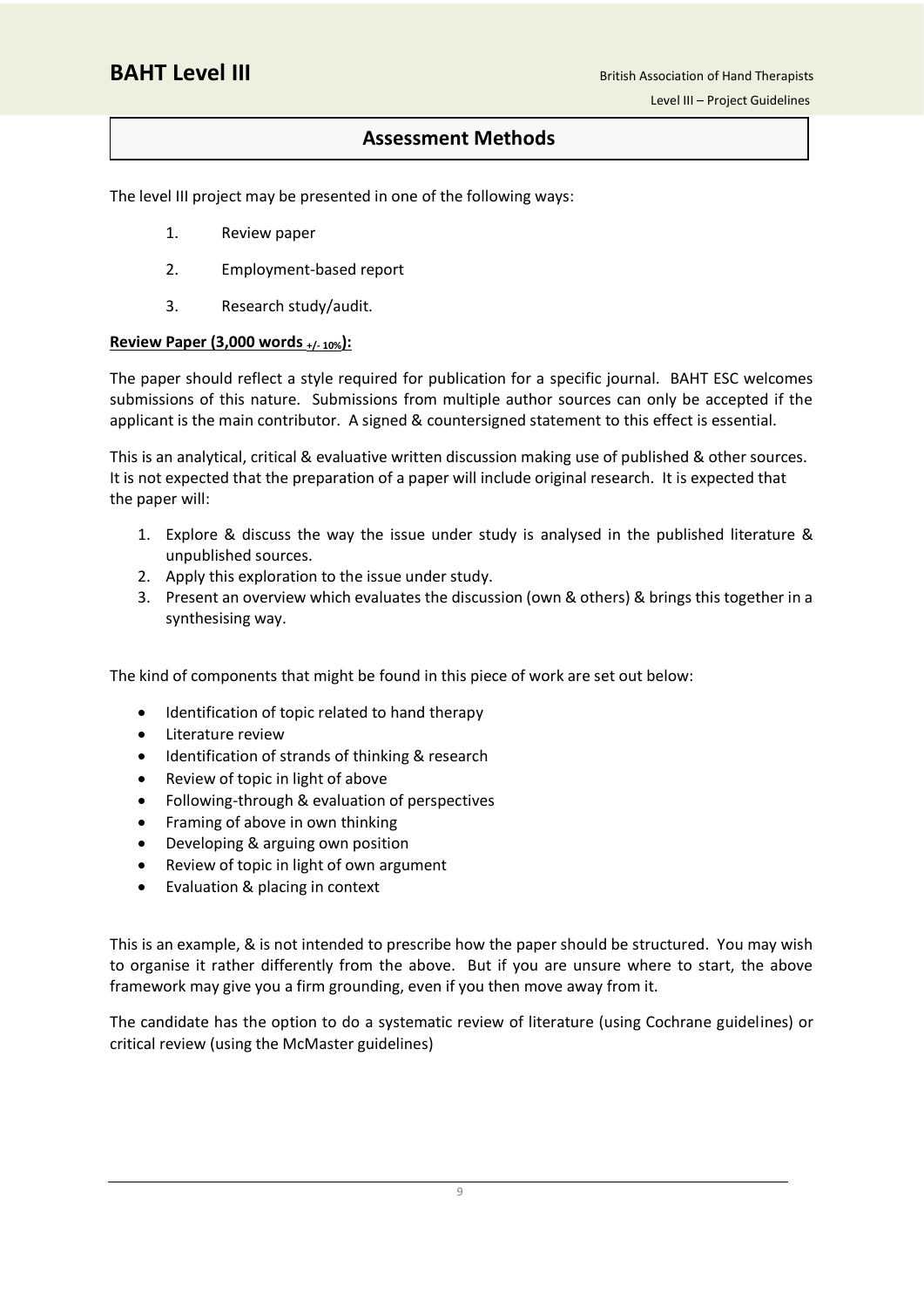## Assessment Methods

The level III project may be presented in one of the following ways:

1. Review paper
2. Employment-based report
3. Research study/audit.

**Review Paper (3,000 words $_{+/-\ 10\%}$):**

The paper should reflect a style required for publication for a specific journal. BAHT ESC welcomes submissions of this nature. Submissions from multiple author sources can only be accepted if the applicant is the main contributor. A signed & countersigned statement to this effect is essential.

This is an analytical, critical & evaluative written discussion making use of published & other sources. It is not expected that the preparation of a paper will include original research. It is expected that the paper will:

1. Explore & discuss the way the issue under study is analysed in the published literature & unpublished sources.
2. Apply this exploration to the issue under study.
3. Present an overview which evaluates the discussion (own & others) & brings this together in a synthesising way.

The kind of components that might be found in this piece of work are set out below:

- Identification of topic related to hand therapy
- Literature review
- Identification of strands of thinking & research
- Review of topic in light of above
- Following-through & evaluation of perspectives
- Framing of above in own thinking
- Developing & arguing own position
- Review of topic in light of own argument
- Evaluation & placing in context

This is an example, & is not intended to prescribe how the paper should be structured. You may wish to organise it rather differently from the above. But if you are unsure where to start, the above framework may give you a firm grounding, even if you then move away from it.

The candidate has the option to do a systematic review of literature (using Cochrane guidelines) or critical review (using the McMaster guidelines)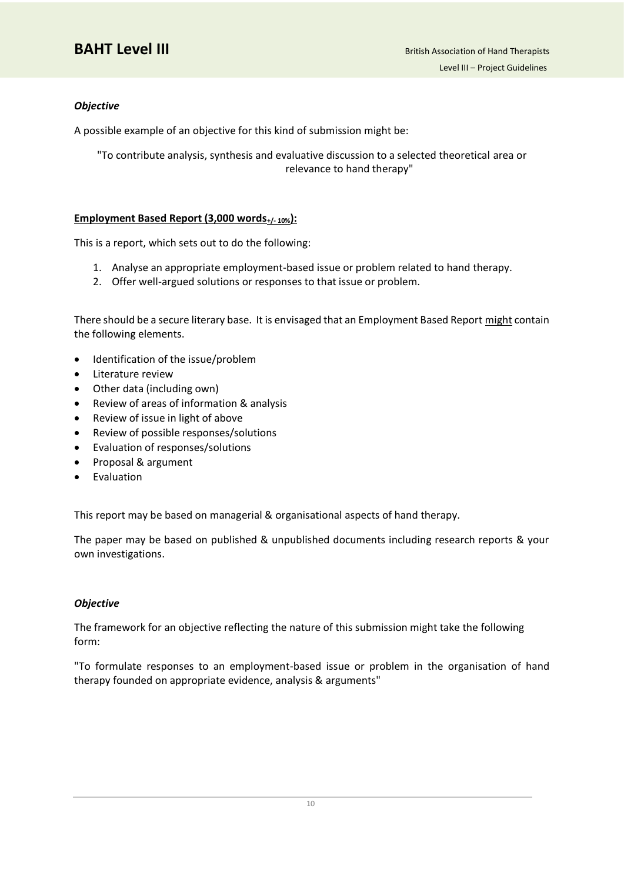### *Objective*

A possible example of an objective for this kind of submission might be:

> "To contribute analysis, synthesis and evaluative discussion to a selected theoretical area or relevance to hand therapy"

### **Employment Based Report (3,000 words $_{+/-\ 10\%}$):**

This is a report, which sets out to do the following:

1. Analyse an appropriate employment-based issue or problem related to hand therapy.
2. Offer well-argued solutions or responses to that issue or problem.

There should be a secure literary base. It is envisaged that an Employment Based Report <u>might</u> contain the following elements.

- Identification of the issue/problem
- Literature review
- Other data (including own)
- Review of areas of information & analysis
- Review of issue in light of above
- Review of possible responses/solutions
- Evaluation of responses/solutions
- Proposal & argument
- Evaluation

This report may be based on managerial & organisational aspects of hand therapy.

The paper may be based on published & unpublished documents including research reports & your own investigations.

### *Objective*

The framework for an objective reflecting the nature of this submission might take the following form:

"To formulate responses to an employment-based issue or problem in the organisation of hand therapy founded on appropriate evidence, analysis & arguments"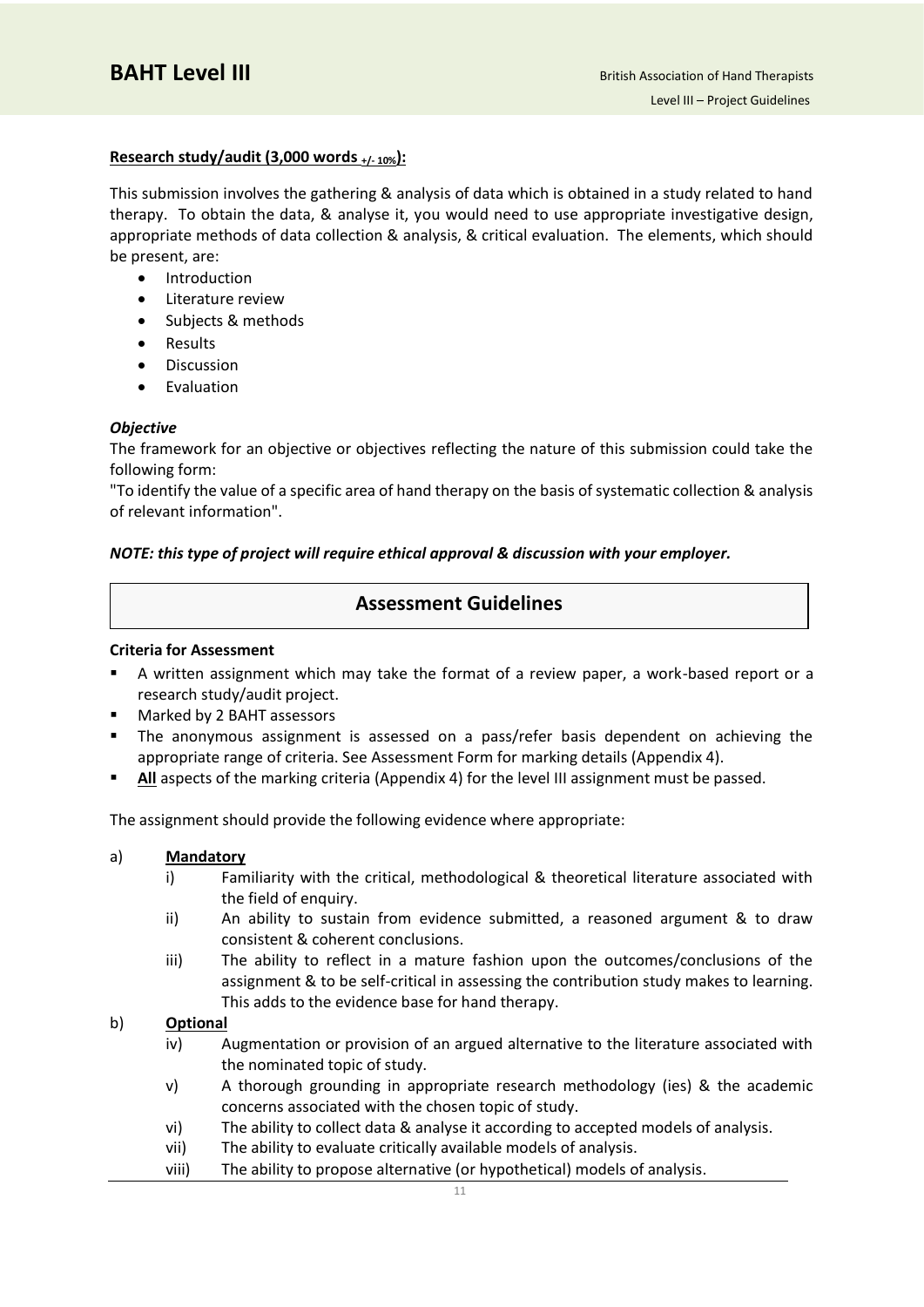**Research study/audit (3,000 words $_{+/- 10\%}$):**

This submission involves the gathering & analysis of data which is obtained in a study related to hand therapy. To obtain the data, & analyse it, you would need to use appropriate investigative design, appropriate methods of data collection & analysis, & critical evaluation. The elements, which should be present, are:

- Introduction
- Literature review
- Subjects & methods
- Results
- Discussion
- Evaluation

***Objective***

The framework for an objective or objectives reflecting the nature of this submission could take the following form:

"To identify the value of a specific area of hand therapy on the basis of systematic collection & analysis of relevant information".

***NOTE: this type of project will require ethical approval & discussion with your employer.***

## Assessment Guidelines

**Criteria for Assessment**

- A written assignment which may take the format of a review paper, a work-based report or a research study/audit project.
- Marked by 2 BAHT assessors
- The anonymous assignment is assessed on a pass/refer basis dependent on achieving the appropriate range of criteria. See Assessment Form for marking details (Appendix 4).
- **All** aspects of the marking criteria (Appendix 4) for the level III assignment must be passed.

The assignment should provide the following evidence where appropriate:

a) **Mandatory**

  i) Familiarity with the critical, methodological & theoretical literature associated with the field of enquiry.

  ii) An ability to sustain from evidence submitted, a reasoned argument & to draw consistent & coherent conclusions.

  iii) The ability to reflect in a mature fashion upon the outcomes/conclusions of the assignment & to be self-critical in assessing the contribution study makes to learning. This adds to the evidence base for hand therapy.

b) **Optional**

  iv) Augmentation or provision of an argued alternative to the literature associated with the nominated topic of study.

  v) A thorough grounding in appropriate research methodology (ies) & the academic concerns associated with the chosen topic of study.

  vi) The ability to collect data & analyse it according to accepted models of analysis.

  vii) The ability to evaluate critically available models of analysis.

  viii) The ability to propose alternative (or hypothetical) models of analysis.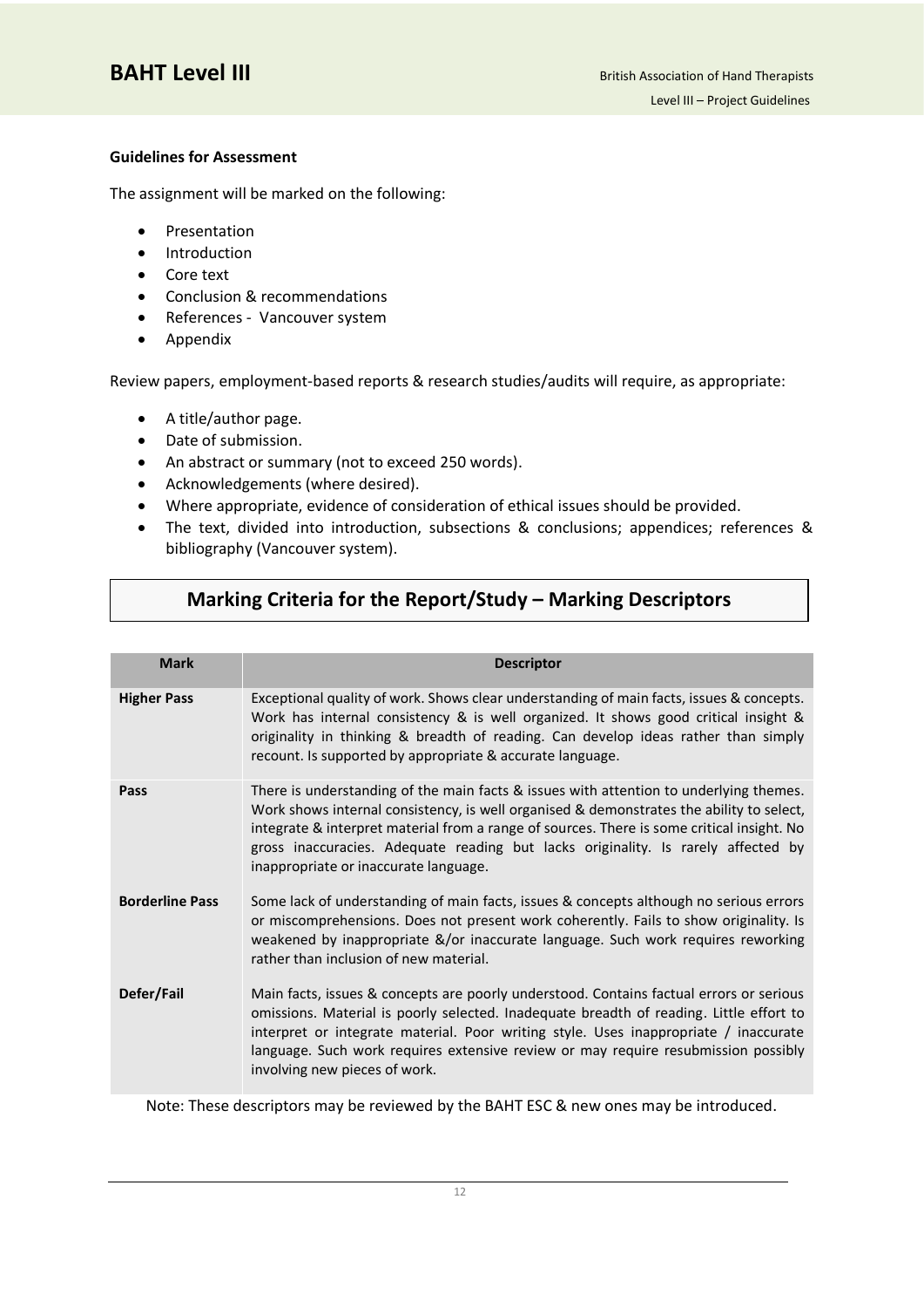**Guidelines for Assessment**

The assignment will be marked on the following:

- Presentation
- Introduction
- Core text
- Conclusion & recommendations
- References - Vancouver system
- Appendix

Review papers, employment-based reports & research studies/audits will require, as appropriate:

- A title/author page.
- Date of submission.
- An abstract or summary (not to exceed 250 words).
- Acknowledgements (where desired).
- Where appropriate, evidence of consideration of ethical issues should be provided.
- The text, divided into introduction, subsections & conclusions; appendices; references & bibliography (Vancouver system).

## Marking Criteria for the Report/Study – Marking Descriptors

| Mark | Descriptor |
|---|---|
| **Higher Pass** | Exceptional quality of work. Shows clear understanding of main facts, issues & concepts. Work has internal consistency & is well organized. It shows good critical insight & originality in thinking & breadth of reading. Can develop ideas rather than simply recount. Is supported by appropriate & accurate language. |
| **Pass** | There is understanding of the main facts & issues with attention to underlying themes. Work shows internal consistency, is well organised & demonstrates the ability to select, integrate & interpret material from a range of sources. There is some critical insight. No gross inaccuracies. Adequate reading but lacks originality. Is rarely affected by inappropriate or inaccurate language. |
| **Borderline Pass** | Some lack of understanding of main facts, issues & concepts although no serious errors or miscomprehensions. Does not present work coherently. Fails to show originality. Is weakened by inappropriate &/or inaccurate language. Such work requires reworking rather than inclusion of new material. |
| **Defer/Fail** | Main facts, issues & concepts are poorly understood. Contains factual errors or serious omissions. Material is poorly selected. Inadequate breadth of reading. Little effort to interpret or integrate material. Poor writing style. Uses inappropriate / inaccurate language. Such work requires extensive review or may require resubmission possibly involving new pieces of work. |

Note: These descriptors may be reviewed by the BAHT ESC & new ones may be introduced.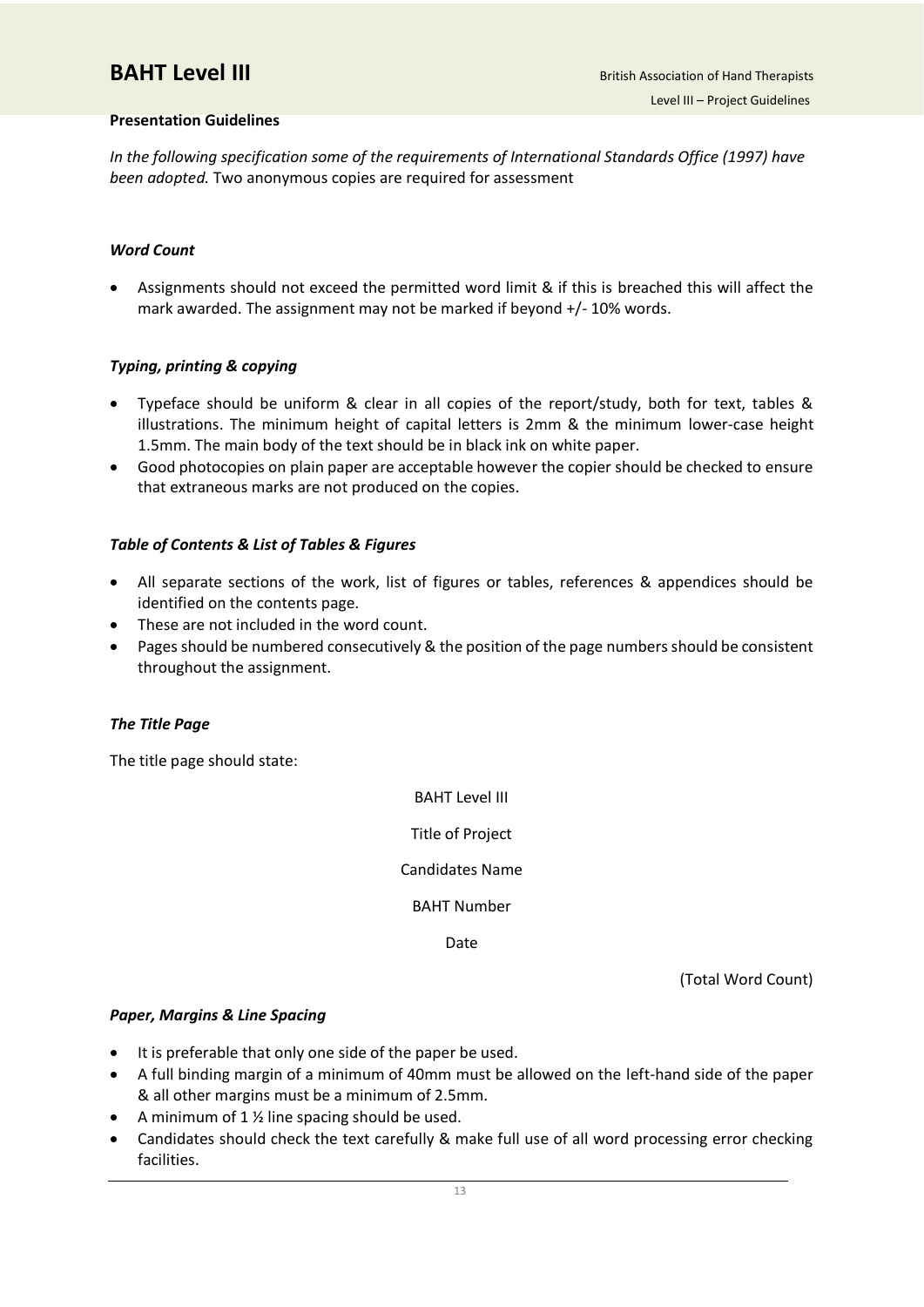### Presentation Guidelines

*In the following specification some of the requirements of International Standards Office (1997) have been adopted.* Two anonymous copies are required for assessment

#### *Word Count*

- Assignments should not exceed the permitted word limit & if this is breached this will affect the mark awarded. The assignment may not be marked if beyond +/- 10% words.

#### *Typing, printing & copying*

- Typeface should be uniform & clear in all copies of the report/study, both for text, tables & illustrations. The minimum height of capital letters is 2mm & the minimum lower-case height 1.5mm. The main body of the text should be in black ink on white paper.
- Good photocopies on plain paper are acceptable however the copier should be checked to ensure that extraneous marks are not produced on the copies.

#### *Table of Contents & List of Tables & Figures*

- All separate sections of the work, list of figures or tables, references & appendices should be identified on the contents page.
- These are not included in the word count.
- Pages should be numbered consecutively & the position of the page numbers should be consistent throughout the assignment.

#### *The Title Page*

The title page should state:

BAHT Level III

Title of Project

Candidates Name

BAHT Number

Date

(Total Word Count)

#### *Paper, Margins & Line Spacing*

- It is preferable that only one side of the paper be used.
- A full binding margin of a minimum of 40mm must be allowed on the left-hand side of the paper & all other margins must be a minimum of 2.5mm.
- A minimum of 1 ½ line spacing should be used.
- Candidates should check the text carefully & make full use of all word processing error checking facilities.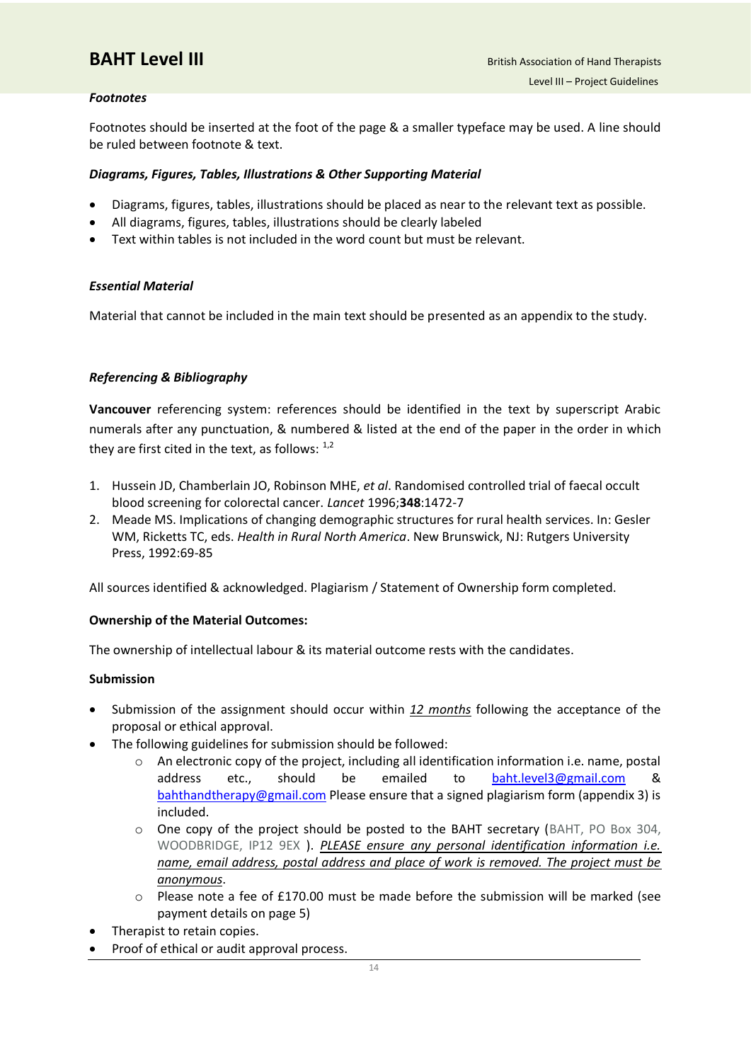***Footnotes***

Footnotes should be inserted at the foot of the page & a smaller typeface may be used. A line should be ruled between footnote & text.

***Diagrams, Figures, Tables, Illustrations & Other Supporting Material***

- Diagrams, figures, tables, illustrations should be placed as near to the relevant text as possible.
- All diagrams, figures, tables, illustrations should be clearly labeled
- Text within tables is not included in the word count but must be relevant.

***Essential Material***

Material that cannot be included in the main text should be presented as an appendix to the study.

***Referencing & Bibliography***

**Vancouver** referencing system: references should be identified in the text by superscript Arabic numerals after any punctuation, & numbered & listed at the end of the paper in the order in which they are first cited in the text, as follows: [1,2]

1. Hussein JD, Chamberlain JO, Robinson MHE, *et al*. Randomised controlled trial of faecal occult blood screening for colorectal cancer. *Lancet* 1996;**348**:1472-7
2. Meade MS. Implications of changing demographic structures for rural health services. In: Gesler WM, Ricketts TC, eds. *Health in Rural North America*. New Brunswick, NJ: Rutgers University Press, 1992:69-85

All sources identified & acknowledged. Plagiarism / Statement of Ownership form completed.

**Ownership of the Material Outcomes:**

The ownership of intellectual labour & its material outcome rests with the candidates.

**Submission**

- Submission of the assignment should occur within ***12 months*** following the acceptance of the proposal or ethical approval.
- The following guidelines for submission should be followed:
  - An electronic copy of the project, including all identification information i.e. name, postal address etc., should be emailed to baht.level3@gmail.com & bahthandtherapy@gmail.com Please ensure that a signed plagiarism form (appendix 3) is included.
  - One copy of the project should be posted to the BAHT secretary (BAHT, PO Box 304, WOODBRIDGE, IP12 9EX ). *PLEASE ensure any personal identification information i.e. name, email address, postal address and place of work is removed. The project must be anonymous*.
  - Please note a fee of £170.00 must be made before the submission will be marked (see payment details on page 5)
- Therapist to retain copies.
- Proof of ethical or audit approval process.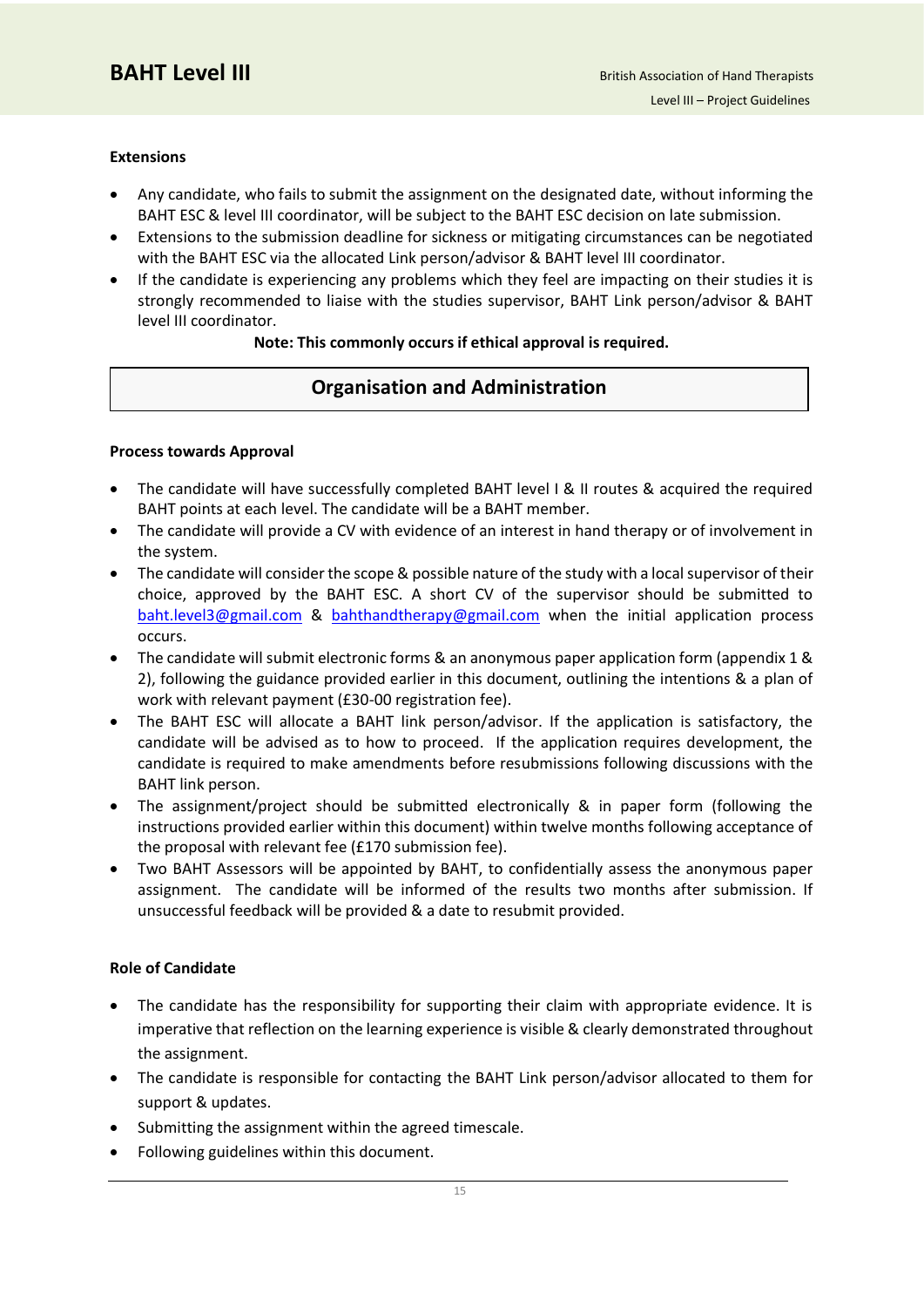### Extensions

- Any candidate, who fails to submit the assignment on the designated date, without informing the BAHT ESC & level III coordinator, will be subject to the BAHT ESC decision on late submission.
- Extensions to the submission deadline for sickness or mitigating circumstances can be negotiated with the BAHT ESC via the allocated Link person/advisor & BAHT level III coordinator.
- If the candidate is experiencing any problems which they feel are impacting on their studies it is strongly recommended to liaise with the studies supervisor, BAHT Link person/advisor & BAHT level III coordinator.

**Note: This commonly occurs if ethical approval is required.**

## Organisation and Administration

### Process towards Approval

- The candidate will have successfully completed BAHT level I & II routes & acquired the required BAHT points at each level. The candidate will be a BAHT member.
- The candidate will provide a CV with evidence of an interest in hand therapy or of involvement in the system.
- The candidate will consider the scope & possible nature of the study with a local supervisor of their choice, approved by the BAHT ESC. A short CV of the supervisor should be submitted to baht.level3@gmail.com & bahthandtherapy@gmail.com when the initial application process occurs.
- The candidate will submit electronic forms & an anonymous paper application form (appendix 1 & 2), following the guidance provided earlier in this document, outlining the intentions & a plan of work with relevant payment (£30-00 registration fee).
- The BAHT ESC will allocate a BAHT link person/advisor. If the application is satisfactory, the candidate will be advised as to how to proceed. If the application requires development, the candidate is required to make amendments before resubmissions following discussions with the BAHT link person.
- The assignment/project should be submitted electronically & in paper form (following the instructions provided earlier within this document) within twelve months following acceptance of the proposal with relevant fee (£170 submission fee).
- Two BAHT Assessors will be appointed by BAHT, to confidentially assess the anonymous paper assignment. The candidate will be informed of the results two months after submission. If unsuccessful feedback will be provided & a date to resubmit provided.

### Role of Candidate

- The candidate has the responsibility for supporting their claim with appropriate evidence. It is imperative that reflection on the learning experience is visible & clearly demonstrated throughout the assignment.
- The candidate is responsible for contacting the BAHT Link person/advisor allocated to them for support & updates.
- Submitting the assignment within the agreed timescale.
- Following guidelines within this document.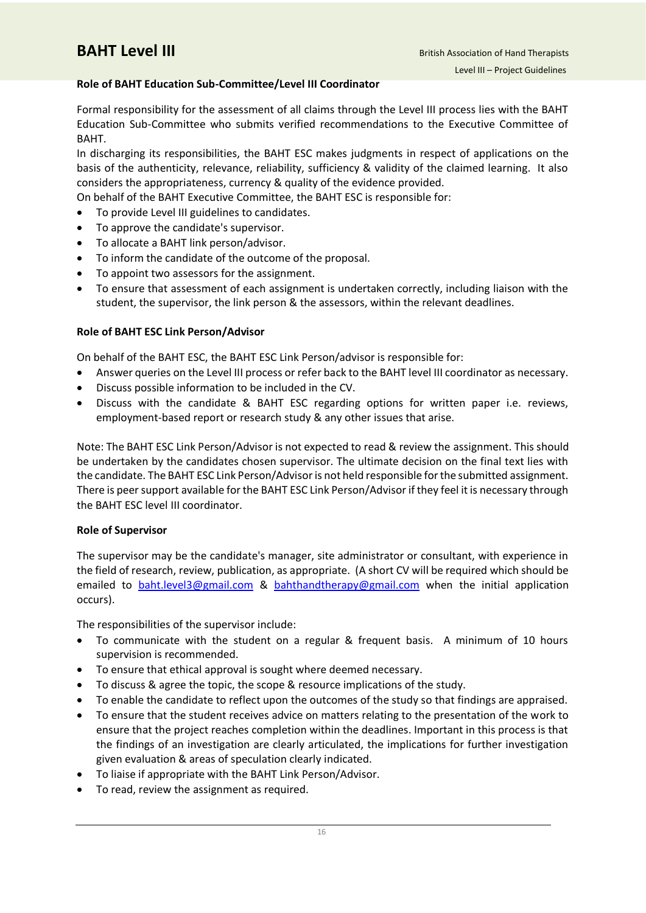### Role of BAHT Education Sub-Committee/Level III Coordinator

Formal responsibility for the assessment of all claims through the Level III process lies with the BAHT Education Sub-Committee who submits verified recommendations to the Executive Committee of BAHT.

In discharging its responsibilities, the BAHT ESC makes judgments in respect of applications on the basis of the authenticity, relevance, reliability, sufficiency & validity of the claimed learning. It also considers the appropriateness, currency & quality of the evidence provided.

On behalf of the BAHT Executive Committee, the BAHT ESC is responsible for:

- To provide Level III guidelines to candidates.
- To approve the candidate's supervisor.
- To allocate a BAHT link person/advisor.
- To inform the candidate of the outcome of the proposal.
- To appoint two assessors for the assignment.
- To ensure that assessment of each assignment is undertaken correctly, including liaison with the student, the supervisor, the link person & the assessors, within the relevant deadlines.

### Role of BAHT ESC Link Person/Advisor

On behalf of the BAHT ESC, the BAHT ESC Link Person/advisor is responsible for:

- Answer queries on the Level III process or refer back to the BAHT level III coordinator as necessary.
- Discuss possible information to be included in the CV.
- Discuss with the candidate & BAHT ESC regarding options for written paper i.e. reviews, employment-based report or research study & any other issues that arise.

Note: The BAHT ESC Link Person/Advisor is not expected to read & review the assignment. This should be undertaken by the candidates chosen supervisor. The ultimate decision on the final text lies with the candidate. The BAHT ESC Link Person/Advisor is not held responsible for the submitted assignment. There is peer support available for the BAHT ESC Link Person/Advisor if they feel it is necessary through the BAHT ESC level III coordinator.

### Role of Supervisor

The supervisor may be the candidate's manager, site administrator or consultant, with experience in the field of research, review, publication, as appropriate. (A short CV will be required which should be emailed to baht.level3@gmail.com & bahthandtherapy@gmail.com when the initial application occurs).

The responsibilities of the supervisor include:

- To communicate with the student on a regular & frequent basis. A minimum of 10 hours supervision is recommended.
- To ensure that ethical approval is sought where deemed necessary.
- To discuss & agree the topic, the scope & resource implications of the study.
- To enable the candidate to reflect upon the outcomes of the study so that findings are appraised.
- To ensure that the student receives advice on matters relating to the presentation of the work to ensure that the project reaches completion within the deadlines. Important in this process is that the findings of an investigation are clearly articulated, the implications for further investigation given evaluation & areas of speculation clearly indicated.
- To liaise if appropriate with the BAHT Link Person/Advisor.
- To read, review the assignment as required.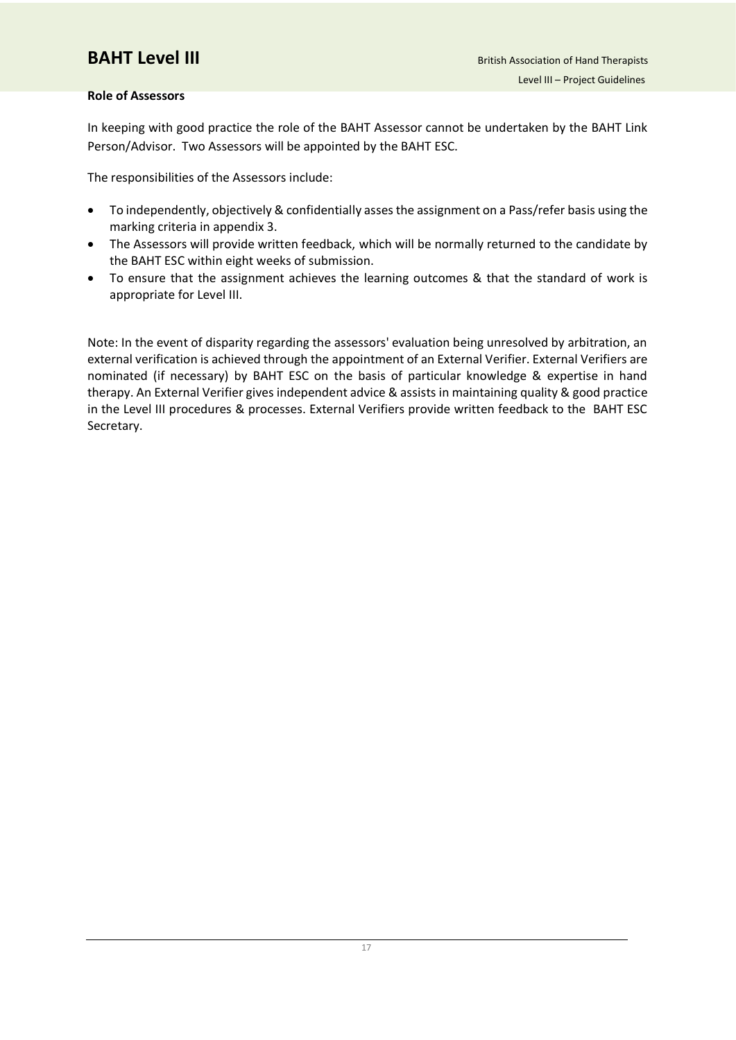**Role of Assessors**

In keeping with good practice the role of the BAHT Assessor cannot be undertaken by the BAHT Link Person/Advisor. Two Assessors will be appointed by the BAHT ESC.

The responsibilities of the Assessors include:

- To independently, objectively & confidentially asses the assignment on a Pass/refer basis using the marking criteria in appendix 3.
- The Assessors will provide written feedback, which will be normally returned to the candidate by the BAHT ESC within eight weeks of submission.
- To ensure that the assignment achieves the learning outcomes & that the standard of work is appropriate for Level III.

Note: In the event of disparity regarding the assessors' evaluation being unresolved by arbitration, an external verification is achieved through the appointment of an External Verifier. External Verifiers are nominated (if necessary) by BAHT ESC on the basis of particular knowledge & expertise in hand therapy. An External Verifier gives independent advice & assists in maintaining quality & good practice in the Level III procedures & processes. External Verifiers provide written feedback to the BAHT ESC Secretary.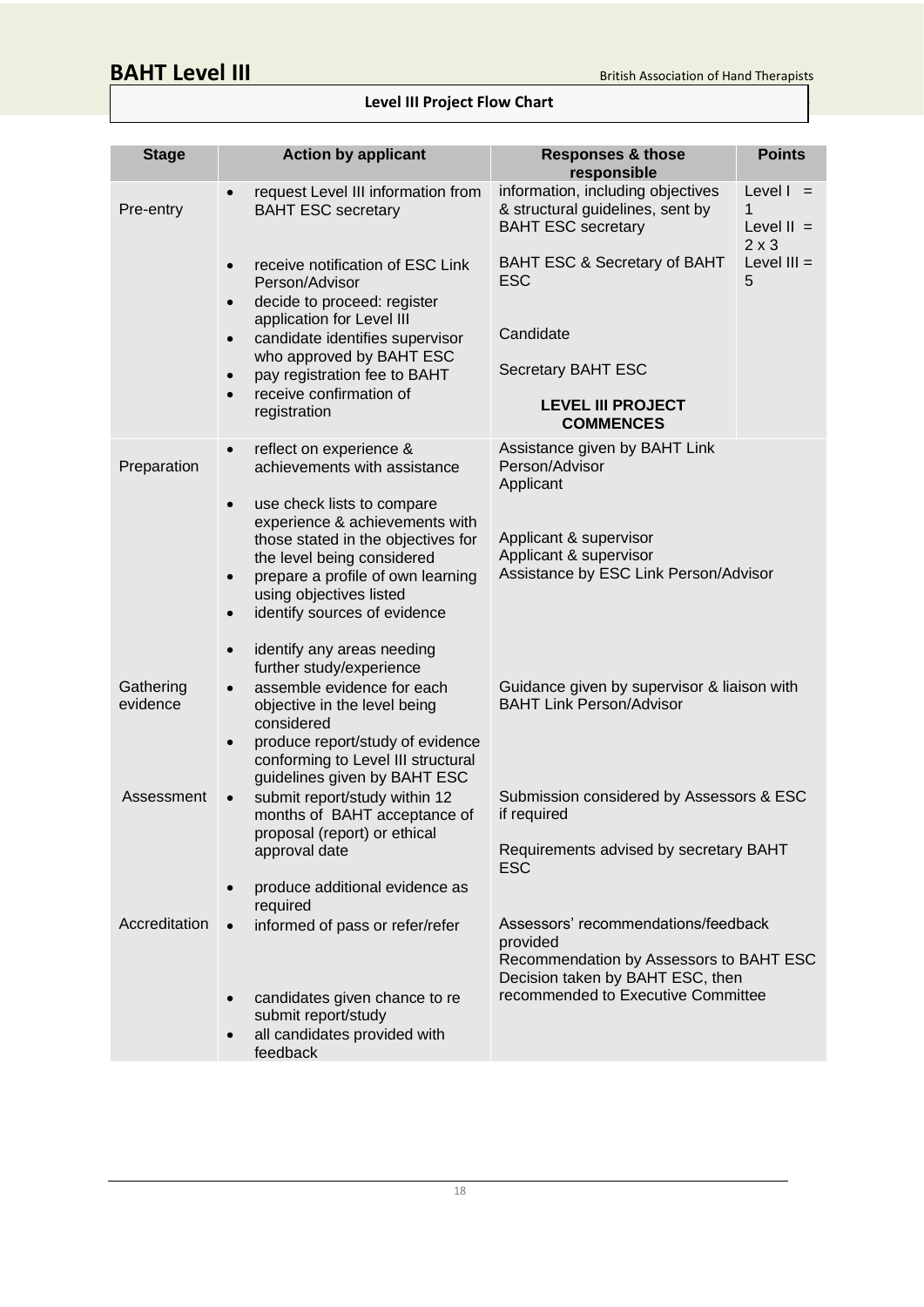## Level III Project Flow Chart

| Stage | Action by applicant | Responses & those responsible | Points |
|---|---|---|---|
| Pre-entry | • request Level III information from BAHT ESC secretary<br>• receive notification of ESC Link Person/Advisor<br>• decide to proceed: register application for Level III<br>• candidate identifies supervisor who approved by BAHT ESC<br>• pay registration fee to BAHT<br>• receive confirmation of registration | information, including objectives & structural guidelines, sent by BAHT ESC secretary<br>BAHT ESC & Secretary of BAHT ESC<br>Candidate<br>Secretary BAHT ESC<br>**LEVEL III PROJECT COMMENCES** | Level I = 1<br>Level II = 2 x 3<br>Level III = 5 |
| Preparation | • reflect on experience & achievements with assistance<br>• use check lists to compare experience & achievements with those stated in the objectives for the level being considered<br>• prepare a profile of own learning using objectives listed<br>• identify sources of evidence<br>• identify any areas needing further study/experience | Assistance given by BAHT Link Person/Advisor<br>Applicant<br>Applicant & supervisor<br>Applicant & supervisor<br>Assistance by ESC Link Person/Advisor | |
| Gathering evidence | • assemble evidence for each objective in the level being considered<br>• produce report/study of evidence conforming to Level III structural guidelines given by BAHT ESC | Guidance given by supervisor & liaison with BAHT Link Person/Advisor | |
| Assessment | • submit report/study within 12 months of BAHT acceptance of proposal (report) or ethical approval date<br>• produce additional evidence as required | Submission considered by Assessors & ESC if required<br>Requirements advised by secretary BAHT ESC | |
| Accreditation | • informed of pass or refer/refer<br>• candidates given chance to re submit report/study<br>• all candidates provided with feedback | Assessors' recommendations/feedback provided<br>Recommendation by Assessors to BAHT ESC<br>Decision taken by BAHT ESC, then recommended to Executive Committee | |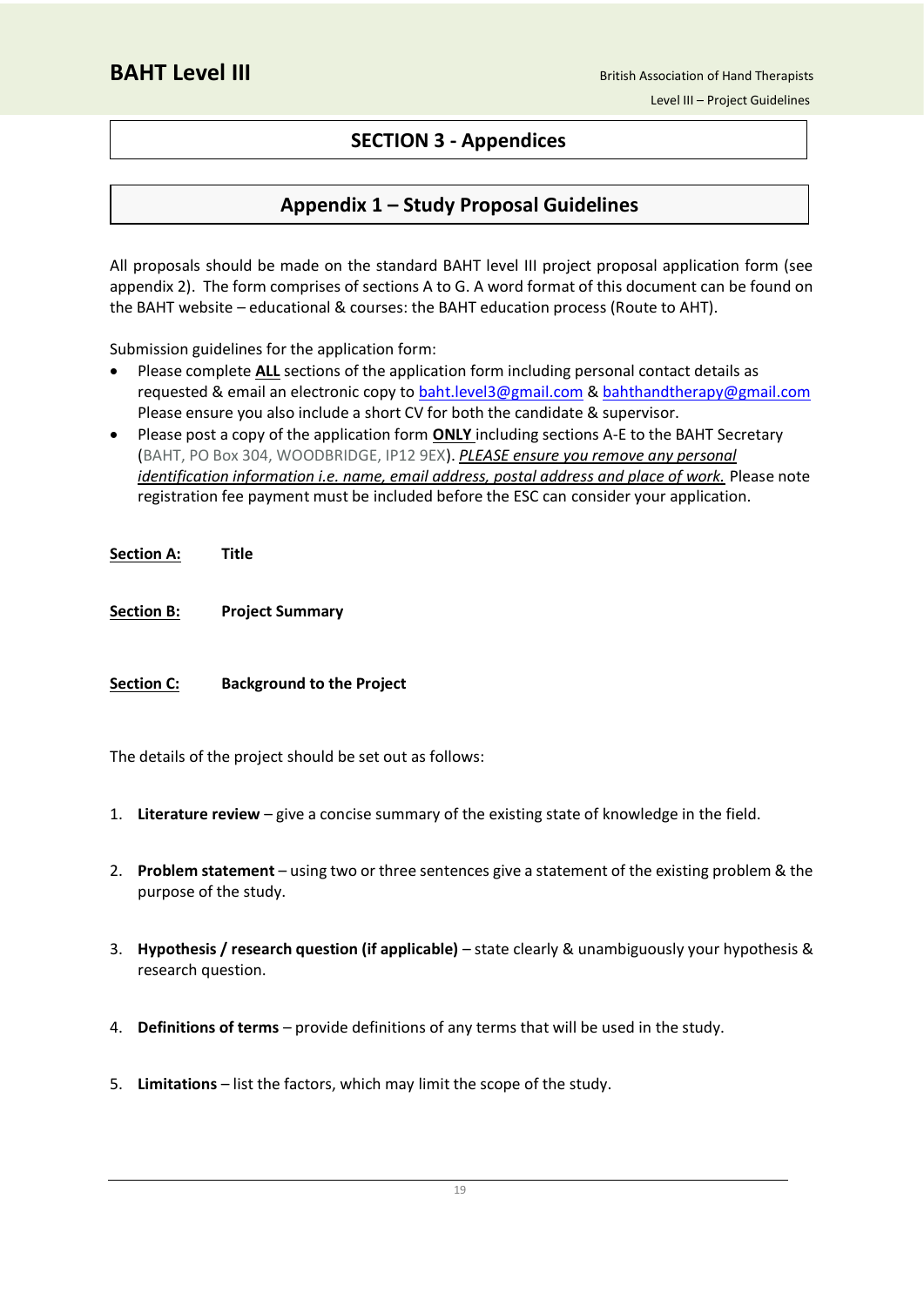# SECTION 3 - Appendices

## Appendix 1 – Study Proposal Guidelines

All proposals should be made on the standard BAHT level III project proposal application form (see appendix 2). The form comprises of sections A to G. A word format of this document can be found on the BAHT website – educational & courses: the BAHT education process (Route to AHT).

Submission guidelines for the application form:

- Please complete **ALL** sections of the application form including personal contact details as requested & email an electronic copy to baht.level3@gmail.com & bahthandtherapy@gmail.com Please ensure you also include a short CV for both the candidate & supervisor.
- Please post a copy of the application form **ONLY** including sections A-E to the BAHT Secretary (BAHT, PO Box 304, WOODBRIDGE, IP12 9EX). *PLEASE ensure you remove any personal identification information i.e. name, email address, postal address and place of work.* Please note registration fee payment must be included before the ESC can consider your application.

**Section A:** **Title**

**Section B:** **Project Summary**

**Section C:** **Background to the Project**

The details of the project should be set out as follows:

1. **Literature review** – give a concise summary of the existing state of knowledge in the field.
2. **Problem statement** – using two or three sentences give a statement of the existing problem & the purpose of the study.
3. **Hypothesis / research question (if applicable)** – state clearly & unambiguously your hypothesis & research question.
4. **Definitions of terms** – provide definitions of any terms that will be used in the study.
5. **Limitations** – list the factors, which may limit the scope of the study.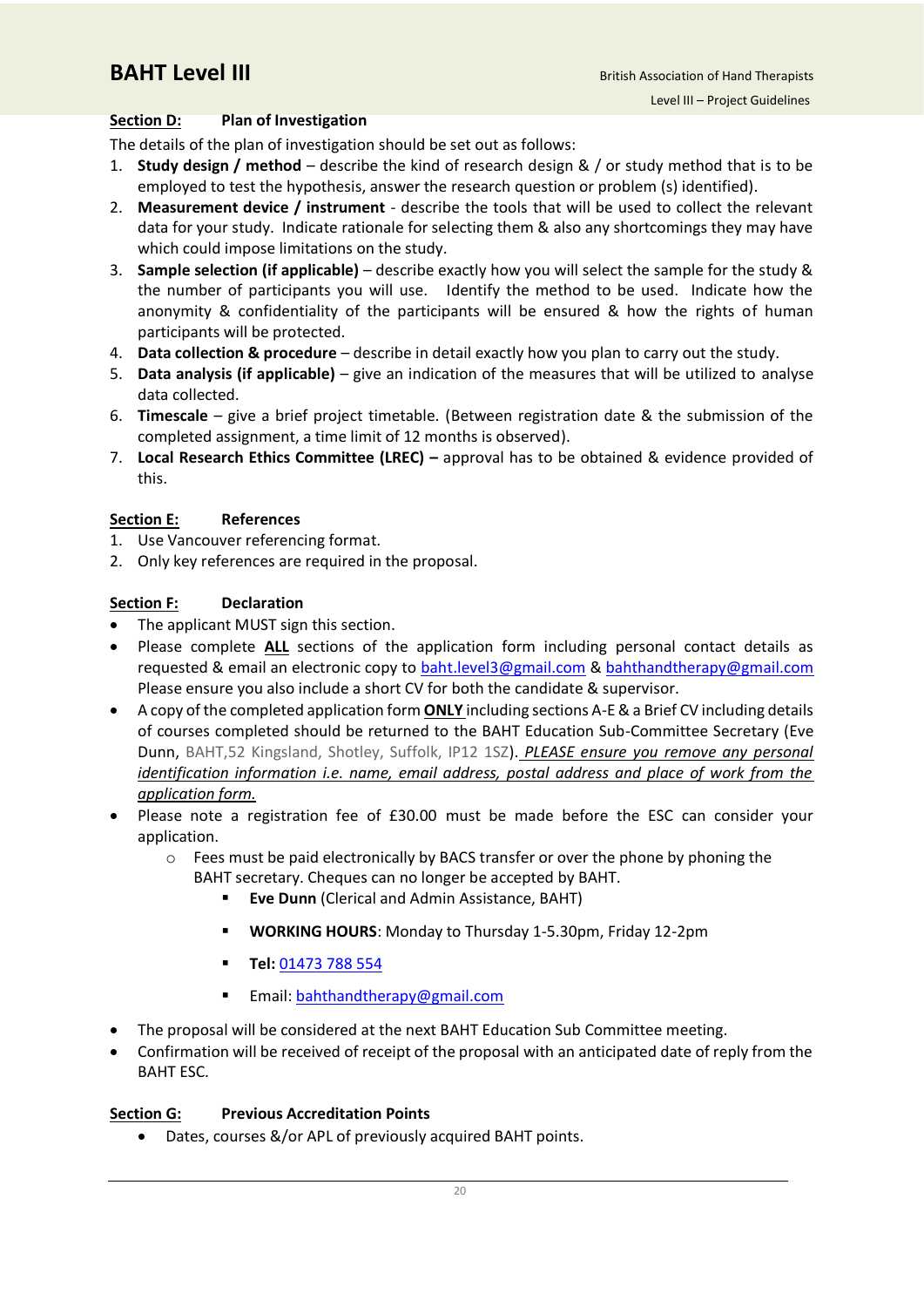**Section D: Plan of Investigation**

The details of the plan of investigation should be set out as follows:

1. **Study design / method** – describe the kind of research design & / or study method that is to be employed to test the hypothesis, answer the research question or problem (s) identified).
2. **Measurement device / instrument** - describe the tools that will be used to collect the relevant data for your study. Indicate rationale for selecting them & also any shortcomings they may have which could impose limitations on the study.
3. **Sample selection (if applicable)** – describe exactly how you will select the sample for the study & the number of participants you will use. Identify the method to be used. Indicate how the anonymity & confidentiality of the participants will be ensured & how the rights of human participants will be protected.
4. **Data collection & procedure** – describe in detail exactly how you plan to carry out the study.
5. **Data analysis (if applicable)** – give an indication of the measures that will be utilized to analyse data collected.
6. **Timescale** – give a brief project timetable. (Between registration date & the submission of the completed assignment, a time limit of 12 months is observed).
7. **Local Research Ethics Committee (LREC) –** approval has to be obtained & evidence provided of this.

**Section E: References**

1. Use Vancouver referencing format.
2. Only key references are required in the proposal.

**Section F: Declaration**

- The applicant MUST sign this section.
- Please complete **ALL** sections of the application form including personal contact details as requested & email an electronic copy to baht.level3@gmail.com & bahthandtherapy@gmail.com Please ensure you also include a short CV for both the candidate & supervisor.
- A copy of the completed application form **ONLY** including sections A-E & a Brief CV including details of courses completed should be returned to the BAHT Education Sub-Committee Secretary (Eve Dunn, BAHT,52 Kingsland, Shotley, Suffolk, IP12 1SZ). *PLEASE ensure you remove any personal identification information i.e. name, email address, postal address and place of work from the application form.*
- Please note a registration fee of £30.00 must be made before the ESC can consider your application.
  - Fees must be paid electronically by BACS transfer or over the phone by phoning the BAHT secretary. Cheques can no longer be accepted by BAHT.
    - **Eve Dunn** (Clerical and Admin Assistance, BAHT)
    - **WORKING HOURS**: Monday to Thursday 1-5.30pm, Friday 12-2pm
    - **Tel:** 01473 788 554
    - Email: bahthandtherapy@gmail.com
- The proposal will be considered at the next BAHT Education Sub Committee meeting.
- Confirmation will be received of receipt of the proposal with an anticipated date of reply from the BAHT ESC.

**Section G: Previous Accreditation Points**

- Dates, courses &/or APL of previously acquired BAHT points.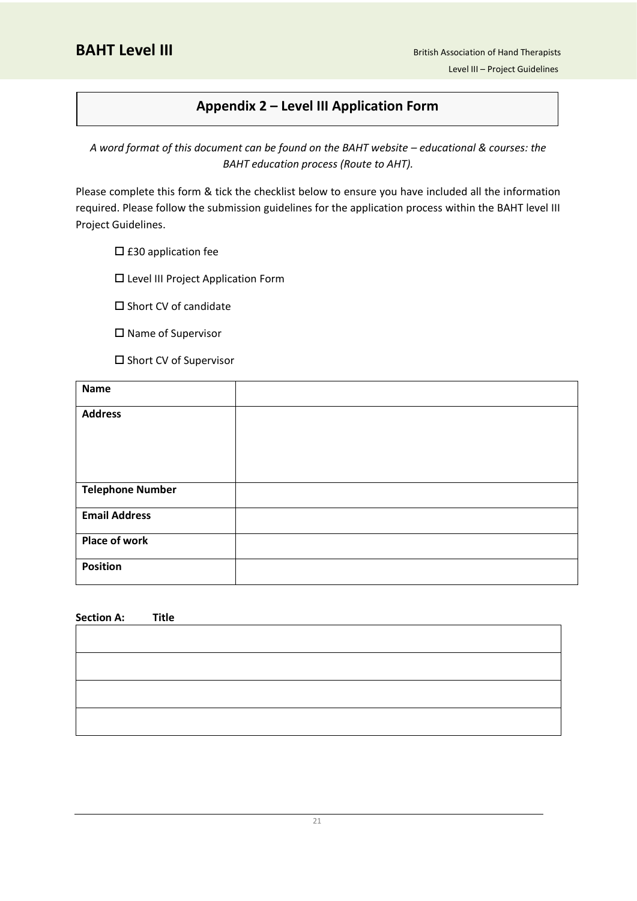## Appendix 2 – Level III Application Form

*A word format of this document can be found on the BAHT website – educational & courses: the BAHT education process (Route to AHT).*

Please complete this form & tick the checklist below to ensure you have included all the information required. Please follow the submission guidelines for the application process within the BAHT level III Project Guidelines.

- ☐ £30 application fee
- ☐ Level III Project Application Form
- ☐ Short CV of candidate
- ☐ Name of Supervisor
- ☐ Short CV of Supervisor

| **Name** | |
|---|---|
| **Address** | |
| **Telephone Number** | |
| **Email Address** | |
| **Place of work** | |
| **Position** | |

**Section A: Title**

| |
|---|
| |
| |
| |
| |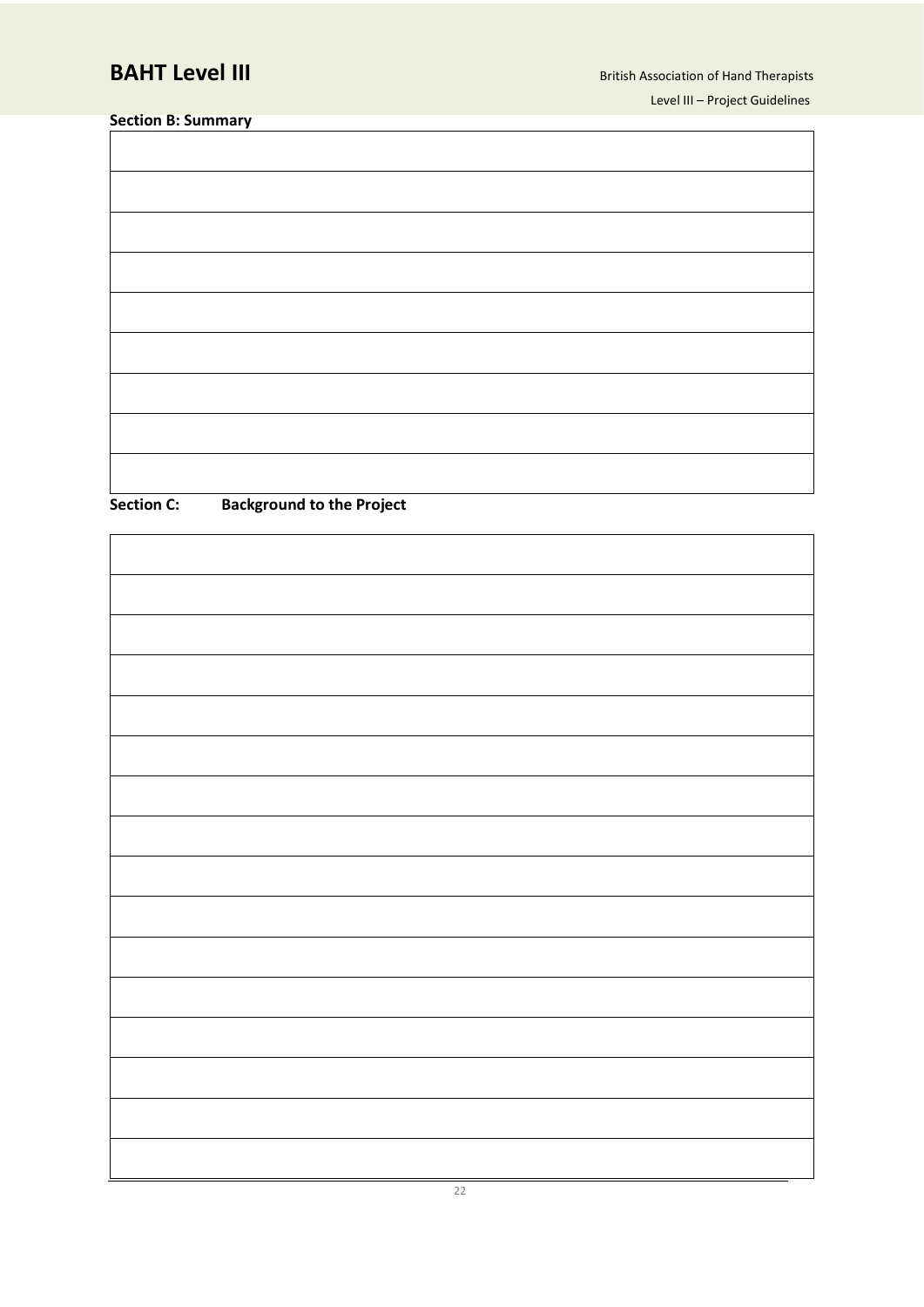**Section B: Summary**

|  |
|---|
|  |
|  |
|  |
|  |
|  |
|  |
|  |
|  |

**Section C: Background to the Project**

|  |
|---|
|  |
|  |
|  |
|  |
|  |
|  |
|  |
|  |
|  |
|  |
|  |
|  |
|  |
|  |
|  |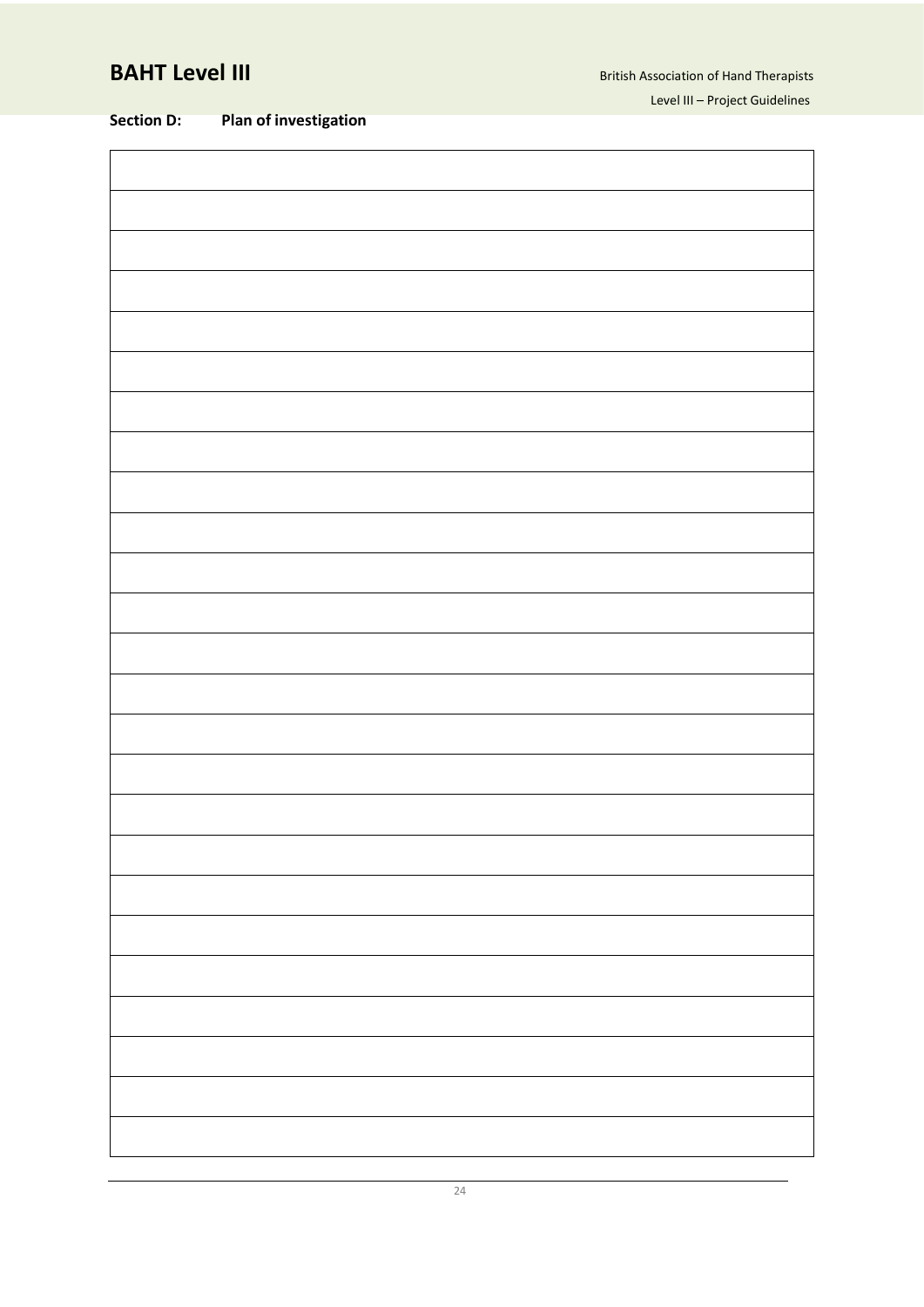**Section D: Plan of investigation**

| |
|---|
| |
| |
| |
| |
| |
| |
| |
| |
| |
| |
| |
| |
| |
| |
| |
| |
| |
| |
| |
| |
| |
| |
| |
| |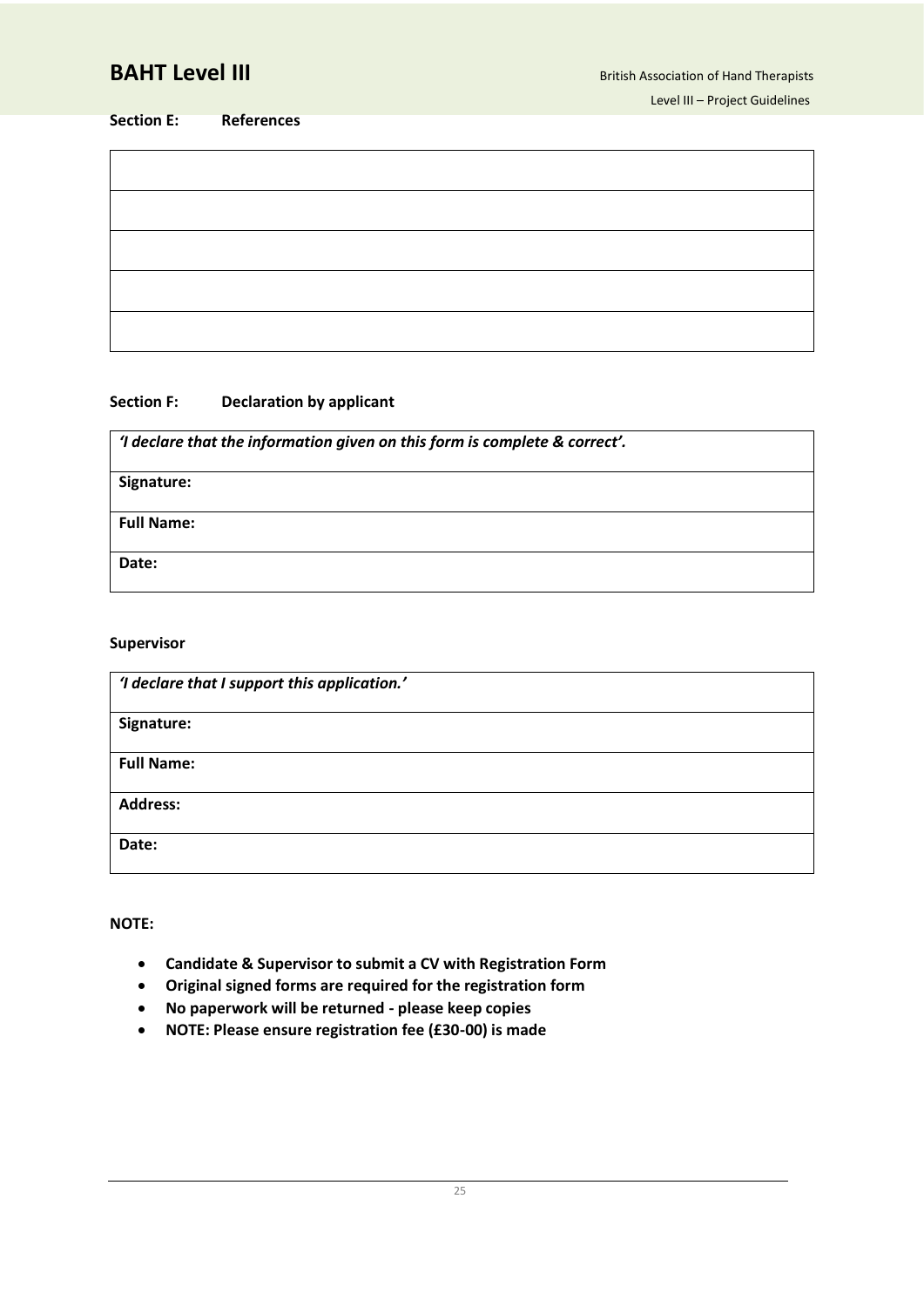**Section E: References**

| |
|---|
| |
| |
| |
| |
| |

**Section F: Declaration by applicant**

| ***'I declare that the information given on this form is complete & correct'.*** |
|---|
| **Signature:** |
| **Full Name:** |
| **Date:** |

**Supervisor**

| ***'I declare that I support this application.'*** |
|---|
| **Signature:** |
| **Full Name:** |
| **Address:** |
| **Date:** |

**NOTE:**

- **Candidate & Supervisor to submit a CV with Registration Form**
- **Original signed forms are required for the registration form**
- **No paperwork will be returned - please keep copies**
- **NOTE: Please ensure registration fee (£30-00) is made**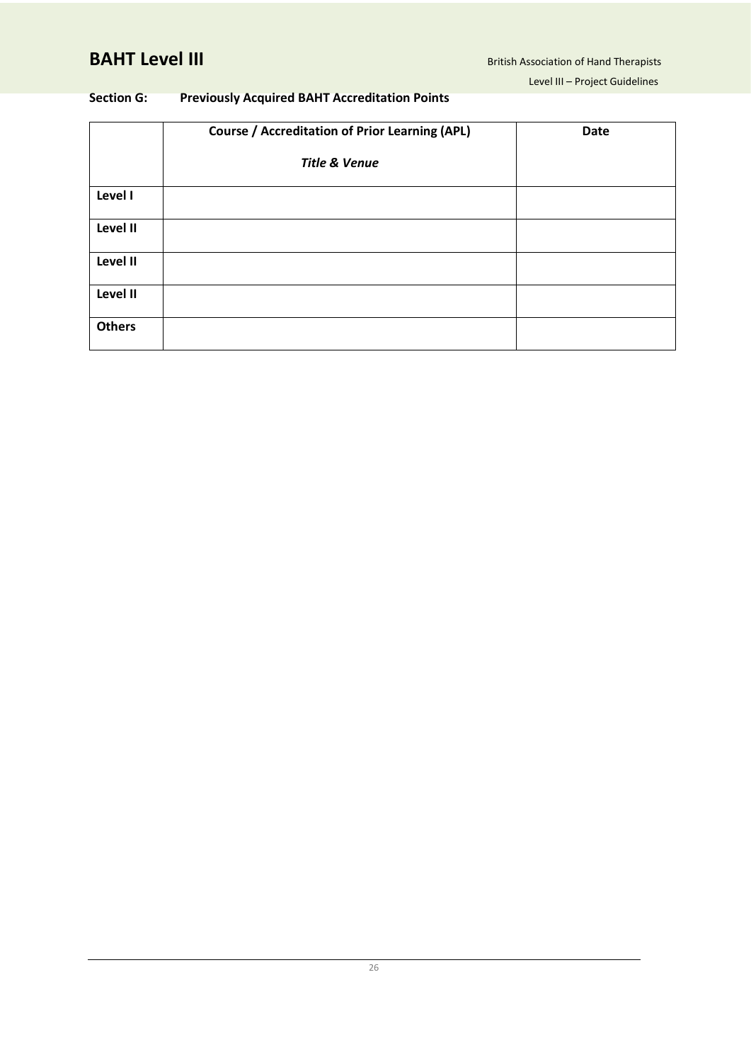## Section G: Previously Acquired BAHT Accreditation Points

| | **Course / Accreditation of Prior Learning (APL)**<br>***Title & Venue*** | **Date** |
|---|---|---|
| **Level I** | | |
| **Level II** | | |
| **Level II** | | |
| **Level II** | | |
| **Others** | | |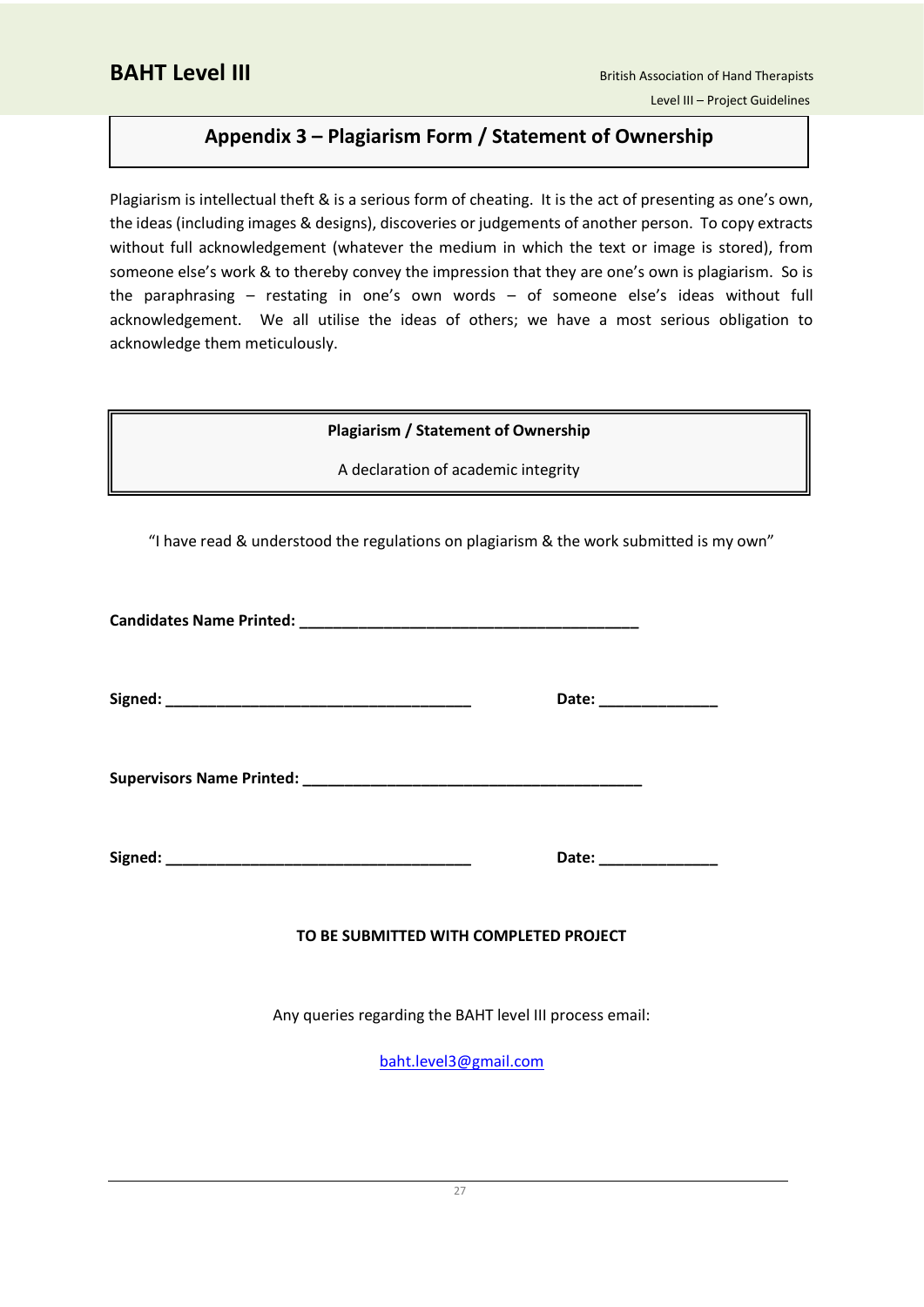## Appendix 3 – Plagiarism Form / Statement of Ownership

Plagiarism is intellectual theft & is a serious form of cheating. It is the act of presenting as one's own, the ideas (including images & designs), discoveries or judgements of another person. To copy extracts without full acknowledgement (whatever the medium in which the text or image is stored), from someone else's work & to thereby convey the impression that they are one's own is plagiarism. So is the paraphrasing – restating in one's own words – of someone else's ideas without full acknowledgement. We all utilise the ideas of others; we have a most serious obligation to acknowledge them meticulously.

**Plagiarism / Statement of Ownership**

A declaration of academic integrity

"I have read & understood the regulations on plagiarism & the work submitted is my own"

**Candidates Name Printed: ________________________________________**

**Signed: ____________________________________** **Date: ______________**

**Supervisors Name Printed: ________________________________________**

**Signed: ____________________________________** **Date: ______________**

**TO BE SUBMITTED WITH COMPLETED PROJECT**

Any queries regarding the BAHT level III process email:

baht.level3@gmail.com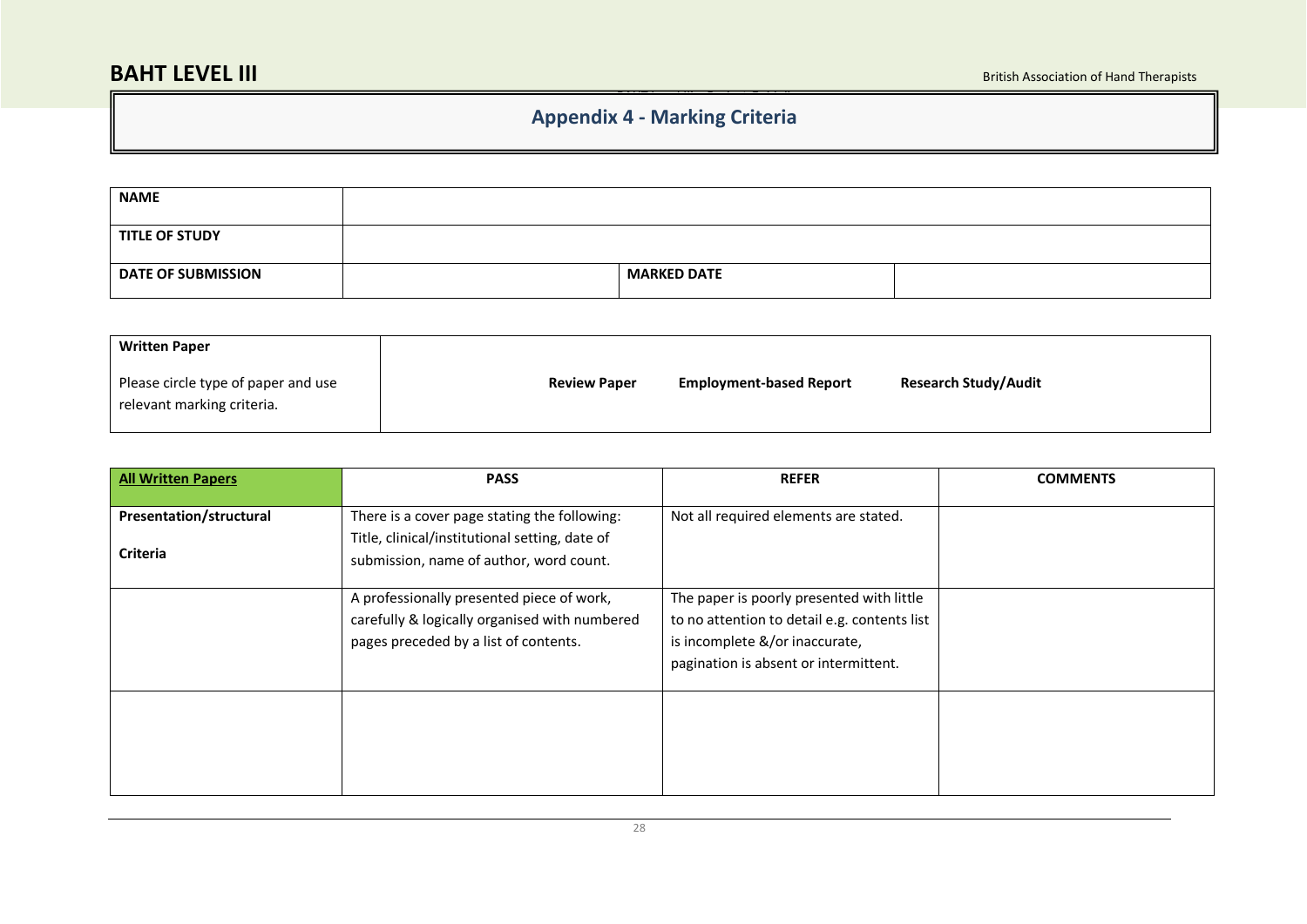## Appendix 4 - Marking Criteria

| NAME | | | |
|---|---|---|---|
| TITLE OF STUDY | | | |
| DATE OF SUBMISSION | | MARKED DATE | |

| Written Paper<br><br>Please circle type of paper and use relevant marking criteria. | Review Paper | Employment-based Report | Research Study/Audit |
|---|---|---|---|

| All Written Papers | PASS | REFER | COMMENTS |
|---|---|---|---|
| **Presentation/structural Criteria** | There is a cover page stating the following: Title, clinical/institutional setting, date of submission, name of author, word count. | Not all required elements are stated. | |
| | A professionally presented piece of work, carefully & logically organised with numbered pages preceded by a list of contents. | The paper is poorly presented with little to no attention to detail e.g. contents list is incomplete &/or inaccurate, pagination is absent or intermittent. | |
| | | | |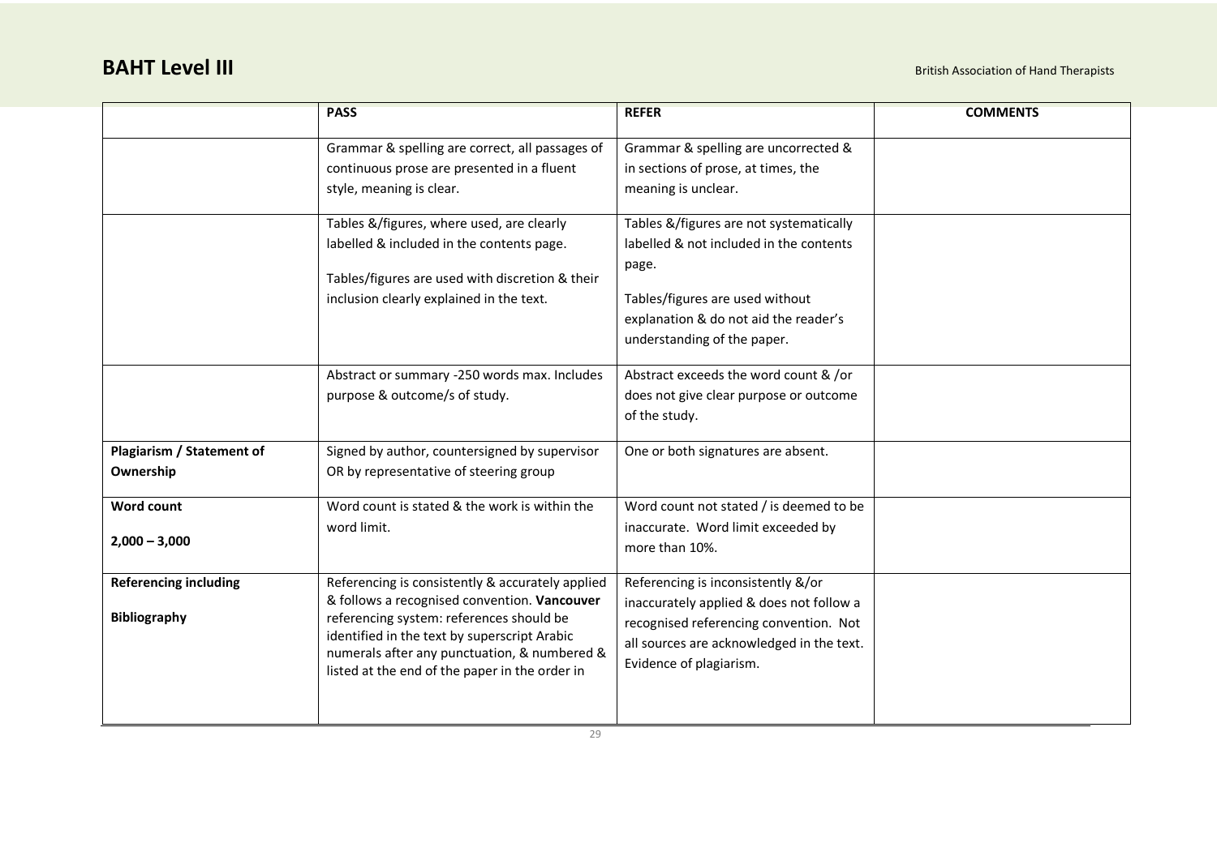| | PASS | REFER | COMMENTS |
|---|---|---|---|
| | Grammar & spelling are correct, all passages of continuous prose are presented in a fluent style, meaning is clear. | Grammar & spelling are uncorrected & in sections of prose, at times, the meaning is unclear. | |
| | Tables &/figures, where used, are clearly labelled & included in the contents page.<br><br>Tables/figures are used with discretion & their inclusion clearly explained in the text. | Tables &/figures are not systematically labelled & not included in the contents page.<br><br>Tables/figures are used without explanation & do not aid the reader's understanding of the paper. | |
| | Abstract or summary -250 words max. Includes purpose & outcome/s of study. | Abstract exceeds the word count & /or does not give clear purpose or outcome of the study. | |
| **Plagiarism / Statement of Ownership** | Signed by author, countersigned by supervisor OR by representative of steering group | One or both signatures are absent. | |
| **Word count**<br><br>**2,000 – 3,000** | Word count is stated & the work is within the word limit. | Word count not stated / is deemed to be inaccurate. Word limit exceeded by more than 10%. | |
| **Referencing including**<br><br>**Bibliography** | Referencing is consistently & accurately applied & follows a recognised convention. **Vancouver** referencing system: references should be identified in the text by superscript Arabic numerals after any punctuation, & numbered & listed at the end of the paper in the order in | Referencing is inconsistently &/or inaccurately applied & does not follow a recognised referencing convention. Not all sources are acknowledged in the text. Evidence of plagiarism. | |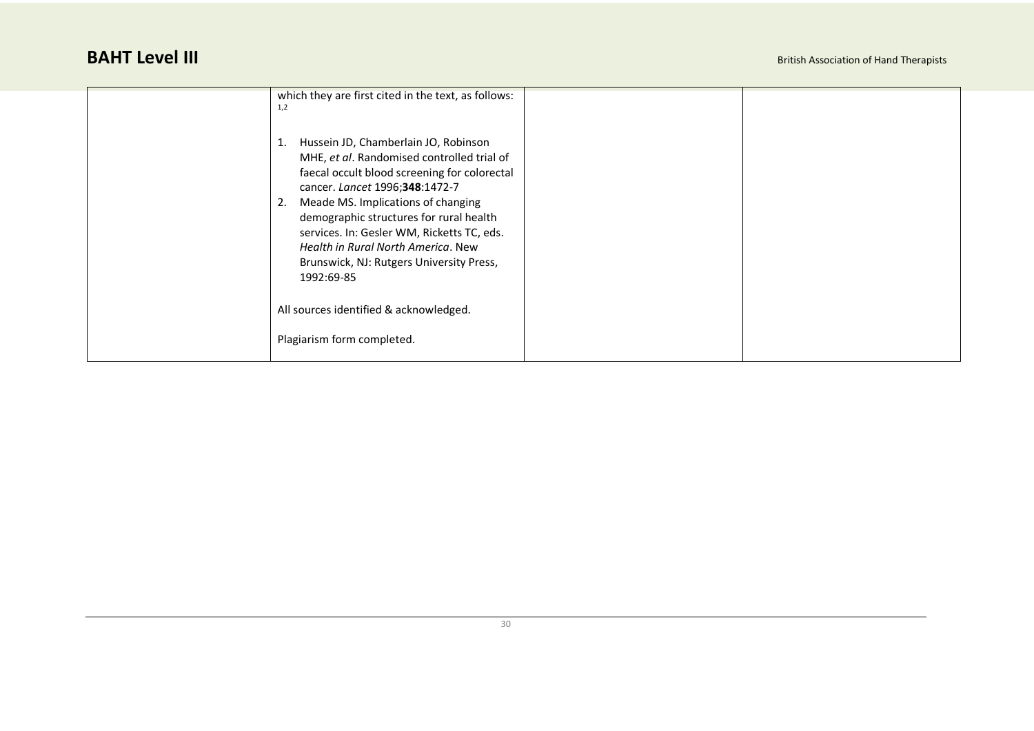| | | | |
|---|---|---|---|
| | which they are first cited in the text, as follows: [1,2]<br><br>1. Hussein JD, Chamberlain JO, Robinson MHE, *et al*. Randomised controlled trial of faecal occult blood screening for colorectal cancer. *Lancet* 1996;**348**:1472-7<br>2. Meade MS. Implications of changing demographic structures for rural health services. In: Gesler WM, Ricketts TC, eds. *Health in Rural North America*. New Brunswick, NJ: Rutgers University Press, 1992:69-85<br><br>All sources identified & acknowledged.<br><br>Plagiarism form completed. | | |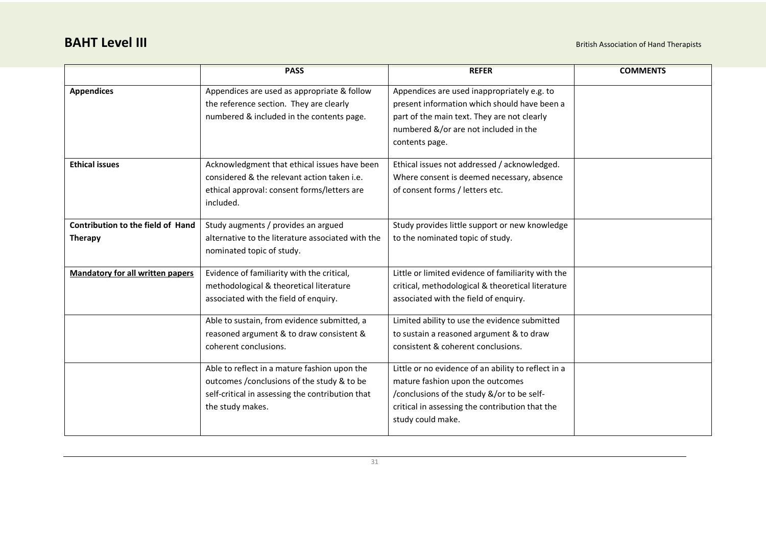| | PASS | REFER | COMMENTS |
|---|---|---|---|
| **Appendices** | Appendices are used as appropriate & follow the reference section. They are clearly numbered & included in the contents page. | Appendices are used inappropriately e.g. to present information which should have been a part of the main text. They are not clearly numbered &/or are not included in the contents page. | |
| **Ethical issues** | Acknowledgment that ethical issues have been considered & the relevant action taken i.e. ethical approval: consent forms/letters are included. | Ethical issues not addressed / acknowledged. Where consent is deemed necessary, absence of consent forms / letters etc. | |
| **Contribution to the field of Hand Therapy** | Study augments / provides an argued alternative to the literature associated with the nominated topic of study. | Study provides little support or new knowledge to the nominated topic of study. | |
| **Mandatory for all written papers** | Evidence of familiarity with the critical, methodological & theoretical literature associated with the field of enquiry. | Little or limited evidence of familiarity with the critical, methodological & theoretical literature associated with the field of enquiry. | |
| | Able to sustain, from evidence submitted, a reasoned argument & to draw consistent & coherent conclusions. | Limited ability to use the evidence submitted to sustain a reasoned argument & to draw consistent & coherent conclusions. | |
| | Able to reflect in a mature fashion upon the outcomes /conclusions of the study & to be self-critical in assessing the contribution that the study makes. | Little or no evidence of an ability to reflect in a mature fashion upon the outcomes /conclusions of the study &/or to be self-critical in assessing the contribution that the study could make. | |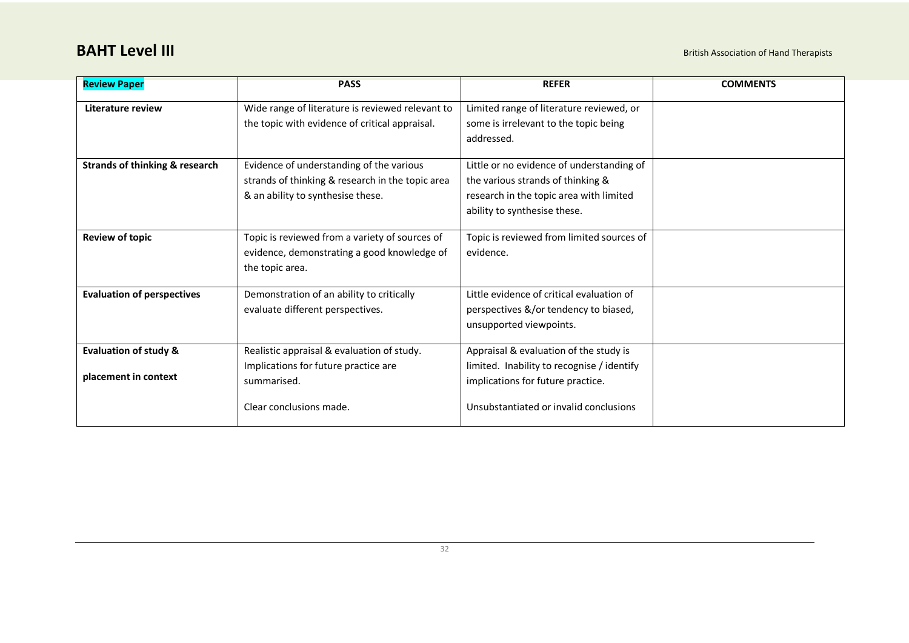| **Review Paper** | **PASS** | **REFER** | **COMMENTS** |
|---|---|---|---|
| **Literature review** | Wide range of literature is reviewed relevant to the topic with evidence of critical appraisal. | Limited range of literature reviewed, or some is irrelevant to the topic being addressed. | |
| **Strands of thinking & research** | Evidence of understanding of the various strands of thinking & research in the topic area & an ability to synthesise these. | Little or no evidence of understanding of the various strands of thinking & research in the topic area with limited ability to synthesise these. | |
| **Review of topic** | Topic is reviewed from a variety of sources of evidence, demonstrating a good knowledge of the topic area. | Topic is reviewed from limited sources of evidence. | |
| **Evaluation of perspectives** | Demonstration of an ability to critically evaluate different perspectives. | Little evidence of critical evaluation of perspectives &/or tendency to biased, unsupported viewpoints. | |
| **Evaluation of study & placement in context** | Realistic appraisal & evaluation of study. Implications for future practice are summarised. Clear conclusions made. | Appraisal & evaluation of the study is limited. Inability to recognise / identify implications for future practice. Unsubstantiated or invalid conclusions | |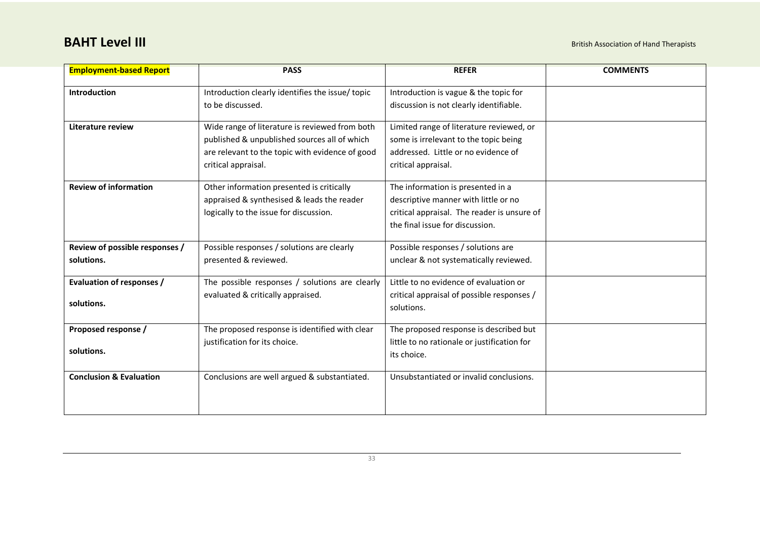| **Employment-based Report** | **PASS** | **REFER** | **COMMENTS** |
|---|---|---|---|
| **Introduction** | Introduction clearly identifies the issue/ topic to be discussed. | Introduction is vague & the topic for discussion is not clearly identifiable. | |
| **Literature review** | Wide range of literature is reviewed from both published & unpublished sources all of which are relevant to the topic with evidence of good critical appraisal. | Limited range of literature reviewed, or some is irrelevant to the topic being addressed. Little or no evidence of critical appraisal. | |
| **Review of information** | Other information presented is critically appraised & synthesised & leads the reader logically to the issue for discussion. | The information is presented in a descriptive manner with little or no critical appraisal. The reader is unsure of the final issue for discussion. | |
| **Review of possible responses / solutions.** | Possible responses / solutions are clearly presented & reviewed. | Possible responses / solutions are unclear & not systematically reviewed. | |
| **Evaluation of responses / solutions.** | The possible responses / solutions are clearly evaluated & critically appraised. | Little to no evidence of evaluation or critical appraisal of possible responses / solutions. | |
| **Proposed response / solutions.** | The proposed response is identified with clear justification for its choice. | The proposed response is described but little to no rationale or justification for its choice. | |
| **Conclusion & Evaluation** | Conclusions are well argued & substantiated. | Unsubstantiated or invalid conclusions. | |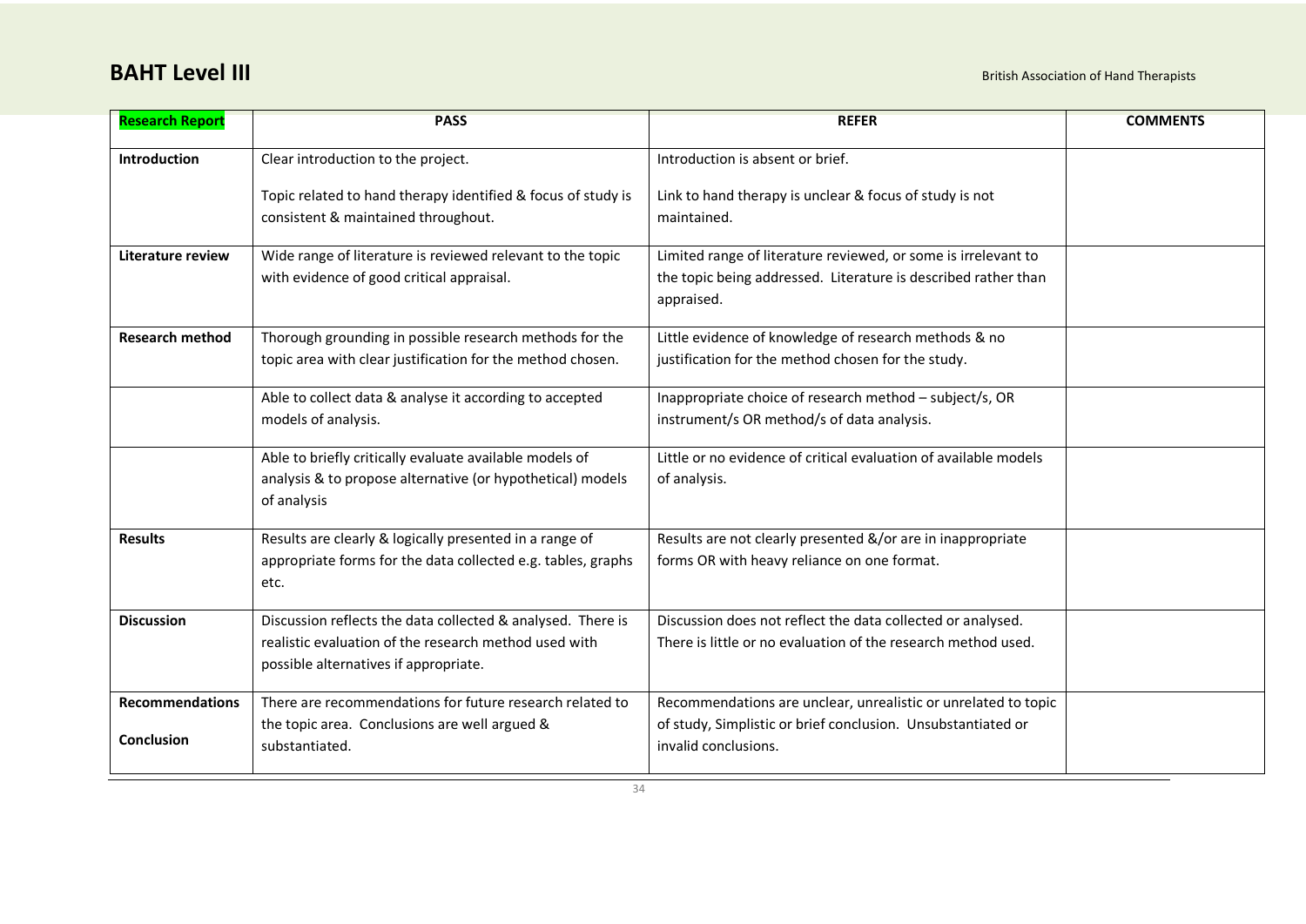| Research Report | PASS | REFER | COMMENTS |
| --- | --- | --- | --- |
| **Introduction** | Clear introduction to the project.<br><br>Topic related to hand therapy identified & focus of study is consistent & maintained throughout. | Introduction is absent or brief.<br><br>Link to hand therapy is unclear & focus of study is not maintained. | |
| **Literature review** | Wide range of literature is reviewed relevant to the topic with evidence of good critical appraisal. | Limited range of literature reviewed, or some is irrelevant to the topic being addressed. Literature is described rather than appraised. | |
| **Research method** | Thorough grounding in possible research methods for the topic area with clear justification for the method chosen. | Little evidence of knowledge of research methods & no justification for the method chosen for the study. | |
| | Able to collect data & analyse it according to accepted models of analysis. | Inappropriate choice of research method – subject/s, OR instrument/s OR method/s of data analysis. | |
| | Able to briefly critically evaluate available models of analysis & to propose alternative (or hypothetical) models of analysis | Little or no evidence of critical evaluation of available models of analysis. | |
| **Results** | Results are clearly & logically presented in a range of appropriate forms for the data collected e.g. tables, graphs etc. | Results are not clearly presented &/or are in inappropriate forms OR with heavy reliance on one format. | |
| **Discussion** | Discussion reflects the data collected & analysed. There is realistic evaluation of the research method used with possible alternatives if appropriate. | Discussion does not reflect the data collected or analysed. There is little or no evaluation of the research method used. | |
| **Recommendations**<br><br>**Conclusion** | There are recommendations for future research related to the topic area. Conclusions are well argued & substantiated. | Recommendations are unclear, unrealistic or unrelated to topic of study, Simplistic or brief conclusion. Unsubstantiated or invalid conclusions. | |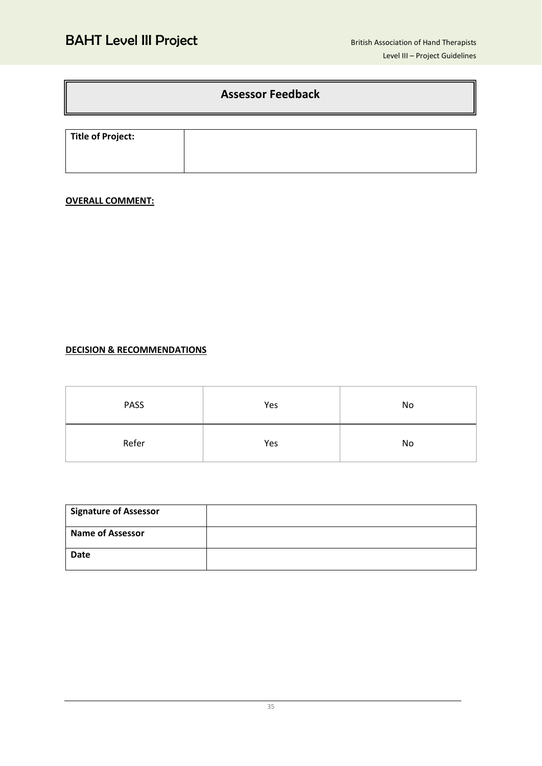# Assessor Feedback

| Title of Project: | |
|---|---|

**OVERALL COMMENT:**

**DECISION & RECOMMENDATIONS**

| PASS | Yes | No |
|---|---|---|
| Refer | Yes | No |

| Signature of Assessor | |
|---|---|
| Name of Assessor | |
| Date | |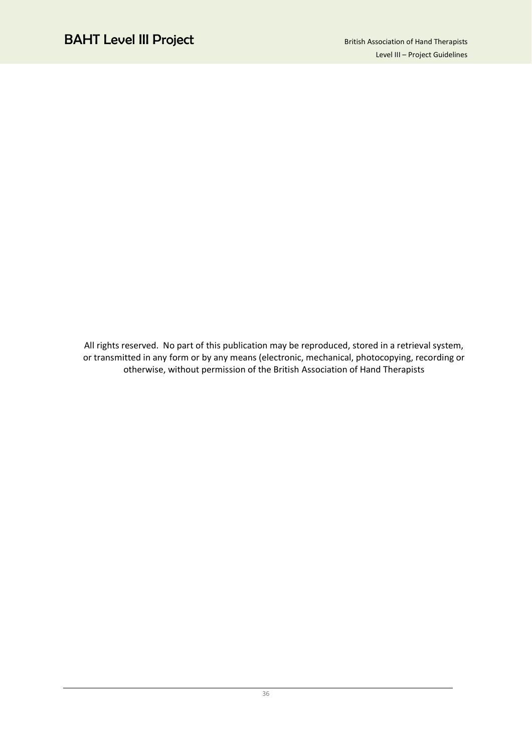All rights reserved. No part of this publication may be reproduced, stored in a retrieval system, or transmitted in any form or by any means (electronic, mechanical, photocopying, recording or otherwise, without permission of the British Association of Hand Therapists